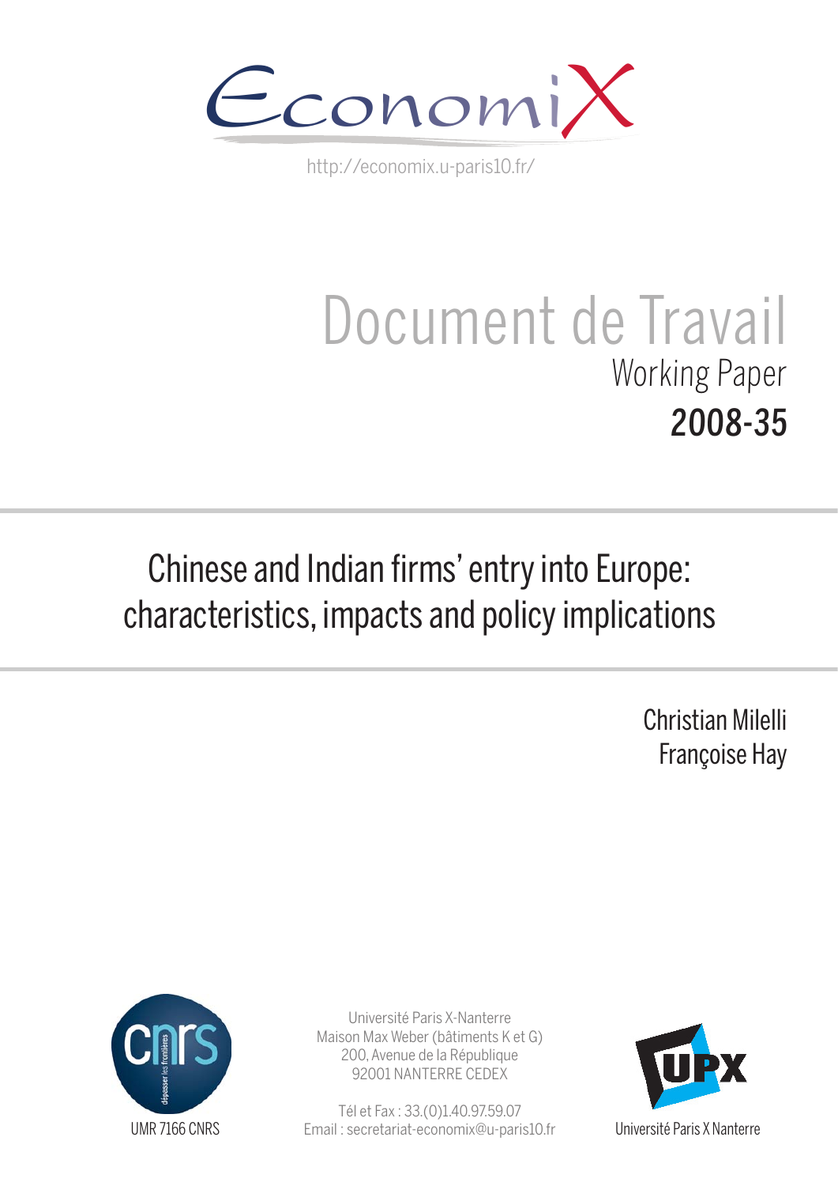EconomiX

http://economix.u-paris10.fr/

# Document de Travail

Working Paper

**2008-35**

## Chinese and Indian firms' entry into Europe: characteristics, impacts and policy implications

Christian Milelli

Françoise Hay

UMR 7166 CNRS

Université Paris X-Nanterre
Maison Max Weber (bâtiments K et G)
200, Avenue de la République
92001 NANTERRE CEDEX

Tél et Fax : 33.(0)1.40.97.59.07
Email : secretariat-economix@u-paris10.fr

Université Paris X Nanterre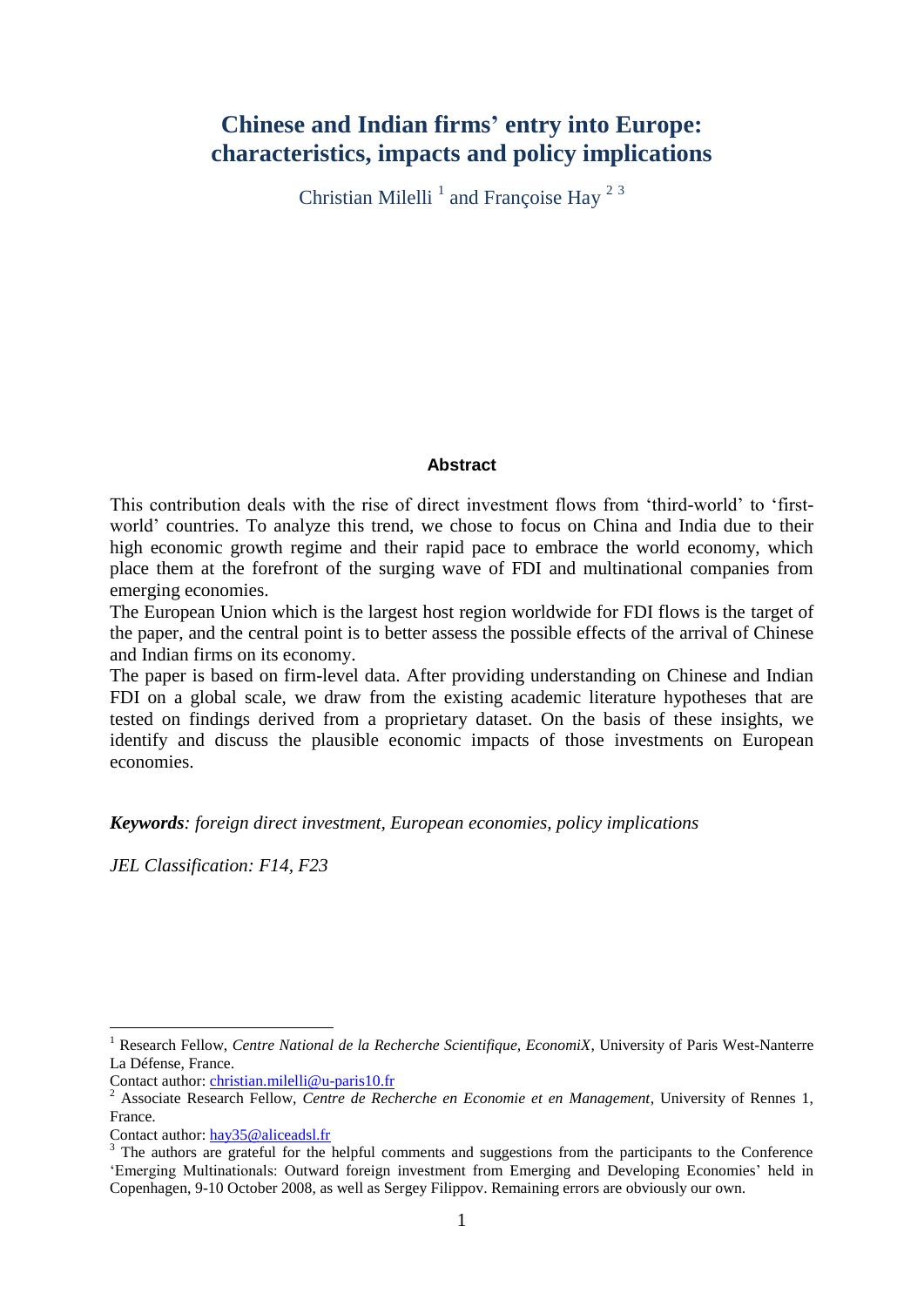# Chinese and Indian firms' entry into Europe: characteristics, impacts and policy implications

Christian Milelli [1] and Françoise Hay [2 3]

**Abstract**

This contribution deals with the rise of direct investment flows from 'third-world' to 'first-world' countries. To analyze this trend, we chose to focus on China and India due to their high economic growth regime and their rapid pace to embrace the world economy, which place them at the forefront of the surging wave of FDI and multinational companies from emerging economies.

The European Union which is the largest host region worldwide for FDI flows is the target of the paper, and the central point is to better assess the possible effects of the arrival of Chinese and Indian firms on its economy.

The paper is based on firm-level data. After providing understanding on Chinese and Indian FDI on a global scale, we draw from the existing academic literature hypotheses that are tested on findings derived from a proprietary dataset. On the basis of these insights, we identify and discuss the plausible economic impacts of those investments on European economies.

***Keywords****: foreign direct investment, European economies, policy implications*

*JEL Classification: F14, F23*

---

[1] Research Fellow, *Centre National de la Recherche Scientifique, EconomiX*, University of Paris West-Nanterre La Défense, France.
Contact author: christian.milelli@u-paris10.fr

[2] Associate Research Fellow, *Centre de Recherche en Economie et en Management*, University of Rennes 1, France.
Contact author: hay35@aliceadsl.fr

[3] The authors are grateful for the helpful comments and suggestions from the participants to the Conference 'Emerging Multinationals: Outward foreign investment from Emerging and Developing Economies' held in Copenhagen, 9-10 October 2008, as well as Sergey Filippov. Remaining errors are obviously our own.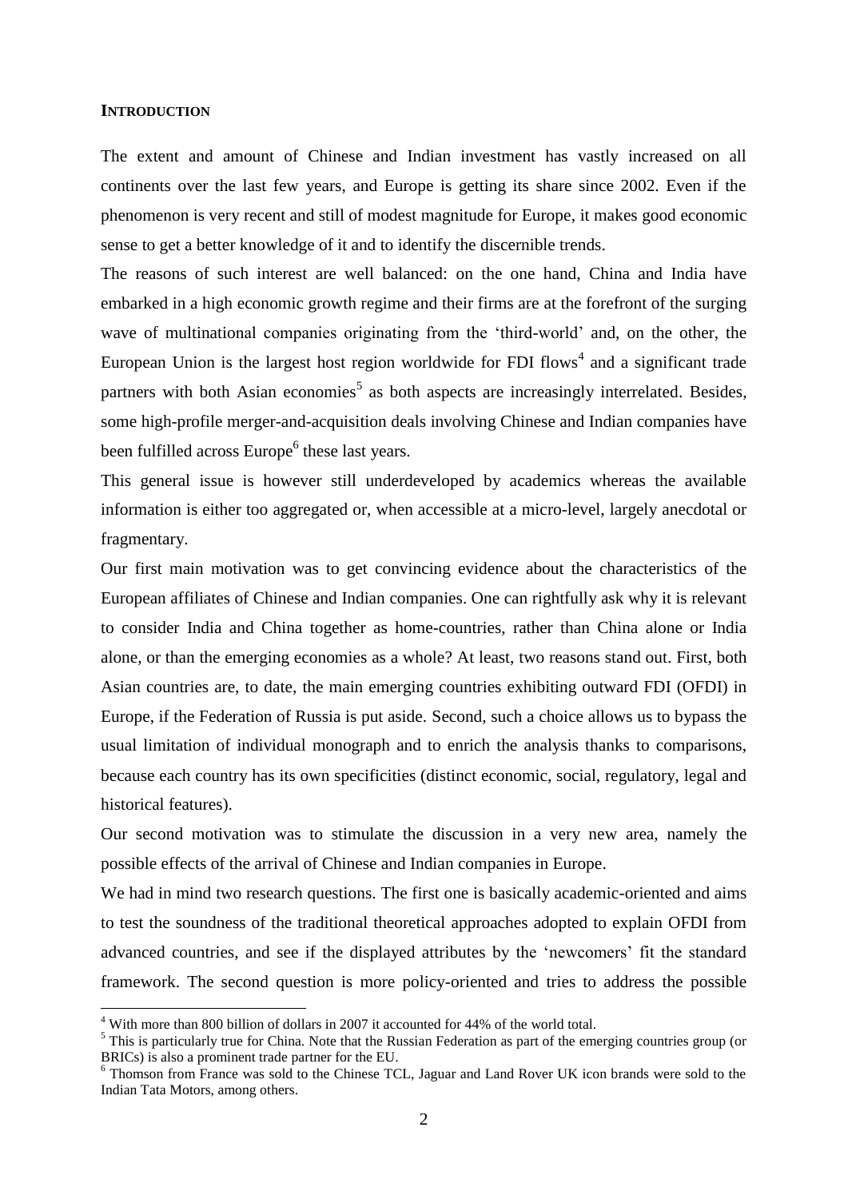## INTRODUCTION

The extent and amount of Chinese and Indian investment has vastly increased on all continents over the last few years, and Europe is getting its share since 2002. Even if the phenomenon is very recent and still of modest magnitude for Europe, it makes good economic sense to get a better knowledge of it and to identify the discernible trends.

The reasons of such interest are well balanced: on the one hand, China and India have embarked in a high economic growth regime and their firms are at the forefront of the surging wave of multinational companies originating from the 'third-world' and, on the other, the European Union is the largest host region worldwide for FDI flows[4] and a significant trade partners with both Asian economies[5] as both aspects are increasingly interrelated. Besides, some high-profile merger-and-acquisition deals involving Chinese and Indian companies have been fulfilled across Europe[6] these last years.

This general issue is however still underdeveloped by academics whereas the available information is either too aggregated or, when accessible at a micro-level, largely anecdotal or fragmentary.

Our first main motivation was to get convincing evidence about the characteristics of the European affiliates of Chinese and Indian companies. One can rightfully ask why it is relevant to consider India and China together as home-countries, rather than China alone or India alone, or than the emerging economies as a whole? At least, two reasons stand out. First, both Asian countries are, to date, the main emerging countries exhibiting outward FDI (OFDI) in Europe, if the Federation of Russia is put aside. Second, such a choice allows us to bypass the usual limitation of individual monograph and to enrich the analysis thanks to comparisons, because each country has its own specificities (distinct economic, social, regulatory, legal and historical features).

Our second motivation was to stimulate the discussion in a very new area, namely the possible effects of the arrival of Chinese and Indian companies in Europe.

We had in mind two research questions. The first one is basically academic-oriented and aims to test the soundness of the traditional theoretical approaches adopted to explain OFDI from advanced countries, and see if the displayed attributes by the 'newcomers' fit the standard framework. The second question is more policy-oriented and tries to address the possible

[4] With more than 800 billion of dollars in 2007 it accounted for 44% of the world total.

[5] This is particularly true for China. Note that the Russian Federation as part of the emerging countries group (or BRICs) is also a prominent trade partner for the EU.

[6] Thomson from France was sold to the Chinese TCL, Jaguar and Land Rover UK icon brands were sold to the Indian Tata Motors, among others.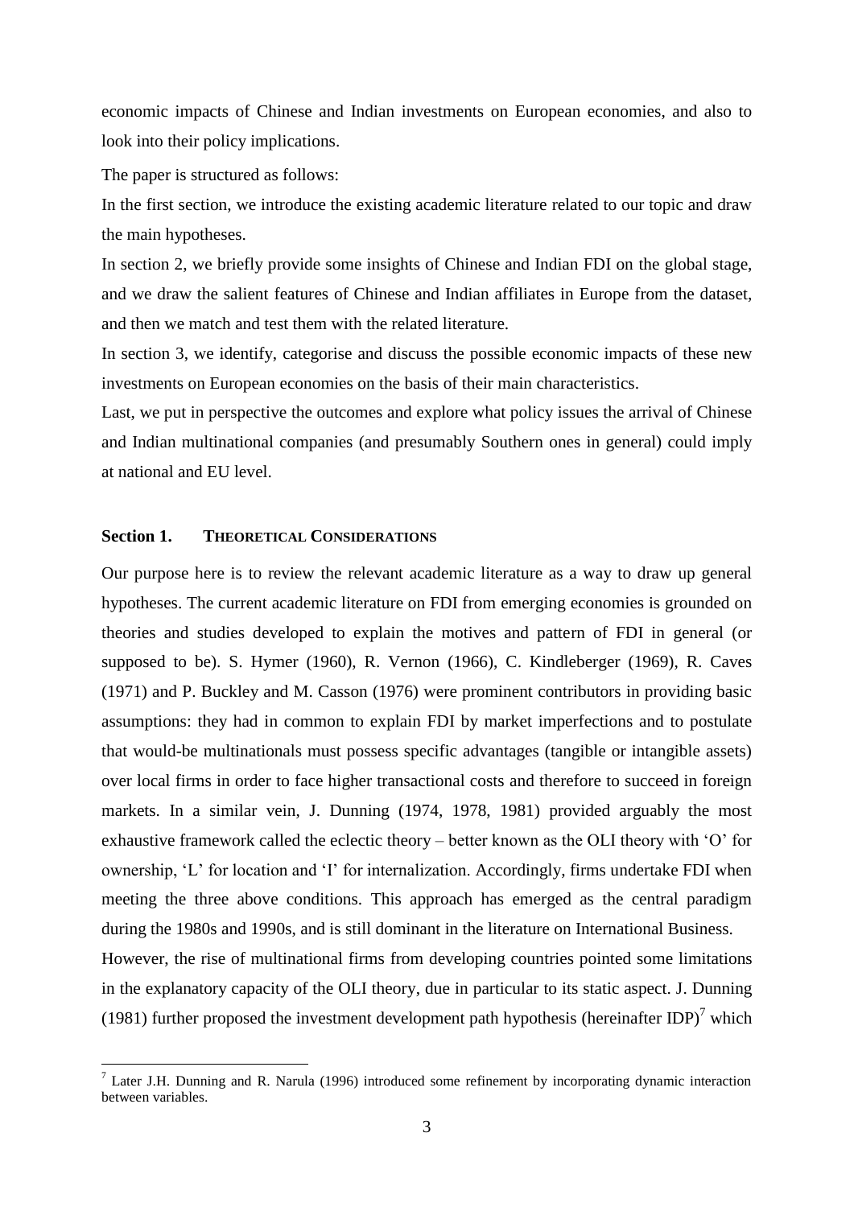economic impacts of Chinese and Indian investments on European economies, and also to look into their policy implications.

The paper is structured as follows:

In the first section, we introduce the existing academic literature related to our topic and draw the main hypotheses.

In section 2, we briefly provide some insights of Chinese and Indian FDI on the global stage, and we draw the salient features of Chinese and Indian affiliates in Europe from the dataset, and then we match and test them with the related literature.

In section 3, we identify, categorise and discuss the possible economic impacts of these new investments on European economies on the basis of their main characteristics.

Last, we put in perspective the outcomes and explore what policy issues the arrival of Chinese and Indian multinational companies (and presumably Southern ones in general) could imply at national and EU level.

## Section 1. THEORETICAL CONSIDERATIONS

Our purpose here is to review the relevant academic literature as a way to draw up general hypotheses. The current academic literature on FDI from emerging economies is grounded on theories and studies developed to explain the motives and pattern of FDI in general (or supposed to be). S. Hymer (1960), R. Vernon (1966), C. Kindleberger (1969), R. Caves (1971) and P. Buckley and M. Casson (1976) were prominent contributors in providing basic assumptions: they had in common to explain FDI by market imperfections and to postulate that would-be multinationals must possess specific advantages (tangible or intangible assets) over local firms in order to face higher transactional costs and therefore to succeed in foreign markets. In a similar vein, J. Dunning (1974, 1978, 1981) provided arguably the most exhaustive framework called the eclectic theory – better known as the OLI theory with 'O' for ownership, 'L' for location and 'I' for internalization. Accordingly, firms undertake FDI when meeting the three above conditions. This approach has emerged as the central paradigm during the 1980s and 1990s, and is still dominant in the literature on International Business.

However, the rise of multinational firms from developing countries pointed some limitations in the explanatory capacity of the OLI theory, due in particular to its static aspect. J. Dunning (1981) further proposed the investment development path hypothesis (hereinafter IDP)[7] which

[7] Later J.H. Dunning and R. Narula (1996) introduced some refinement by incorporating dynamic interaction between variables.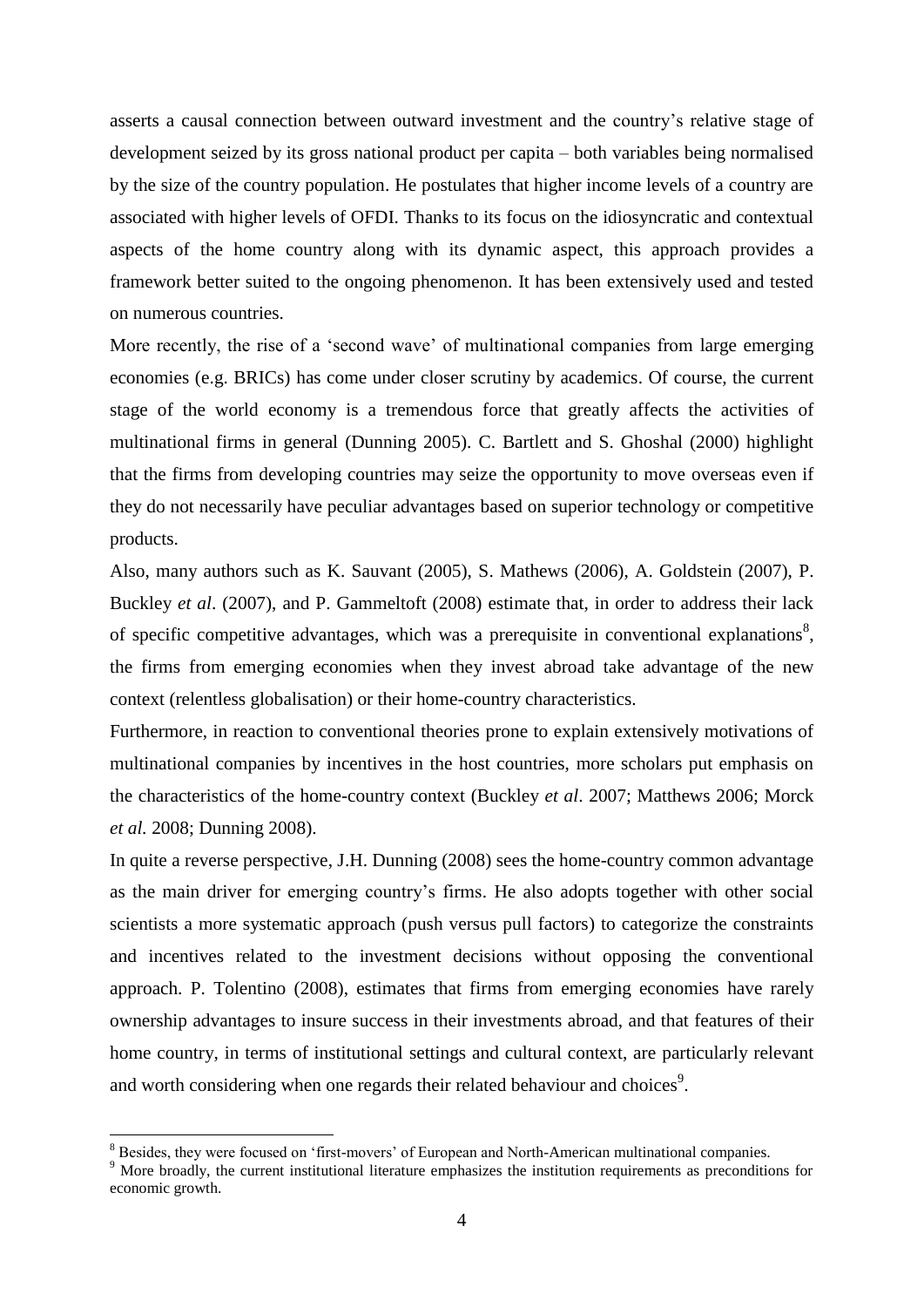asserts a causal connection between outward investment and the country's relative stage of development seized by its gross national product per capita – both variables being normalised by the size of the country population. He postulates that higher income levels of a country are associated with higher levels of OFDI. Thanks to its focus on the idiosyncratic and contextual aspects of the home country along with its dynamic aspect, this approach provides a framework better suited to the ongoing phenomenon. It has been extensively used and tested on numerous countries.

More recently, the rise of a 'second wave' of multinational companies from large emerging economies (e.g. BRICs) has come under closer scrutiny by academics. Of course, the current stage of the world economy is a tremendous force that greatly affects the activities of multinational firms in general (Dunning 2005). C. Bartlett and S. Ghoshal (2000) highlight that the firms from developing countries may seize the opportunity to move overseas even if they do not necessarily have peculiar advantages based on superior technology or competitive products.

Also, many authors such as K. Sauvant (2005), S. Mathews (2006), A. Goldstein (2007), P. Buckley *et al*. (2007), and P. Gammeltoft (2008) estimate that, in order to address their lack of specific competitive advantages, which was a prerequisite in conventional explanations[8], the firms from emerging economies when they invest abroad take advantage of the new context (relentless globalisation) or their home-country characteristics.

Furthermore, in reaction to conventional theories prone to explain extensively motivations of multinational companies by incentives in the host countries, more scholars put emphasis on the characteristics of the home-country context (Buckley *et al*. 2007; Matthews 2006; Morck *et al.* 2008; Dunning 2008).

In quite a reverse perspective, J.H. Dunning (2008) sees the home-country common advantage as the main driver for emerging country's firms. He also adopts together with other social scientists a more systematic approach (push versus pull factors) to categorize the constraints and incentives related to the investment decisions without opposing the conventional approach. P. Tolentino (2008), estimates that firms from emerging economies have rarely ownership advantages to insure success in their investments abroad, and that features of their home country, in terms of institutional settings and cultural context, are particularly relevant and worth considering when one regards their related behaviour and choices[9].

---

[8] Besides, they were focused on 'first-movers' of European and North-American multinational companies.

[9] More broadly, the current institutional literature emphasizes the institution requirements as preconditions for economic growth.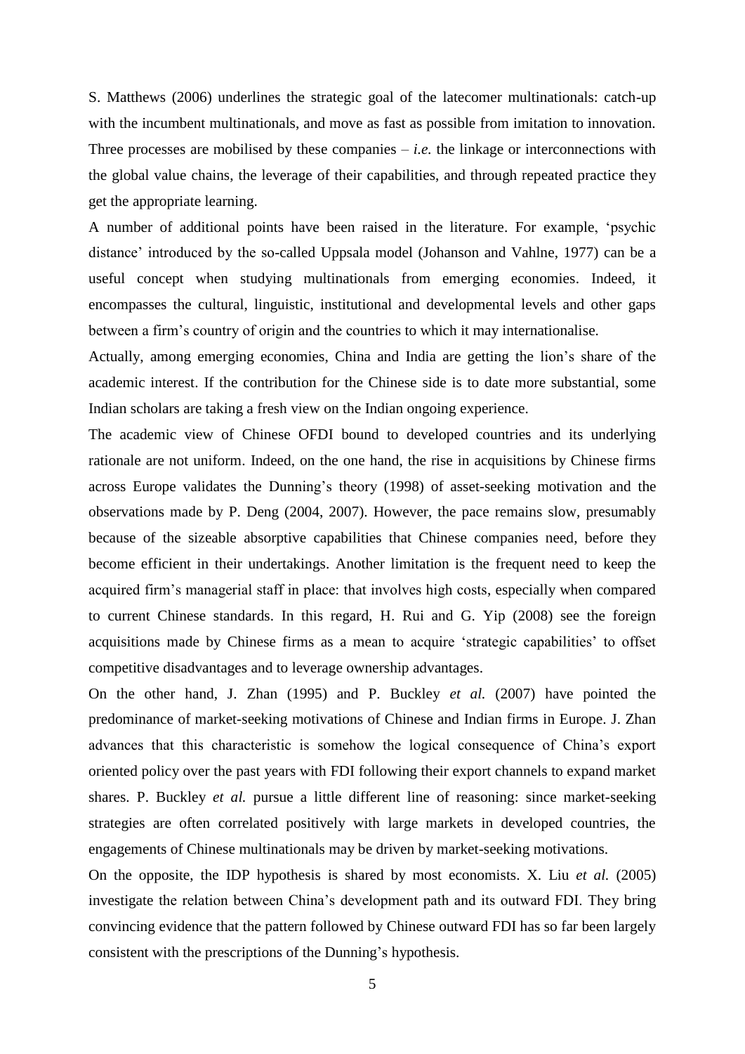S. Matthews (2006) underlines the strategic goal of the latecomer multinationals: catch-up with the incumbent multinationals, and move as fast as possible from imitation to innovation. Three processes are mobilised by these companies – *i.e.* the linkage or interconnections with the global value chains, the leverage of their capabilities, and through repeated practice they get the appropriate learning.

A number of additional points have been raised in the literature. For example, 'psychic distance' introduced by the so-called Uppsala model (Johanson and Vahlne, 1977) can be a useful concept when studying multinationals from emerging economies. Indeed, it encompasses the cultural, linguistic, institutional and developmental levels and other gaps between a firm's country of origin and the countries to which it may internationalise.

Actually, among emerging economies, China and India are getting the lion's share of the academic interest. If the contribution for the Chinese side is to date more substantial, some Indian scholars are taking a fresh view on the Indian ongoing experience.

The academic view of Chinese OFDI bound to developed countries and its underlying rationale are not uniform. Indeed, on the one hand, the rise in acquisitions by Chinese firms across Europe validates the Dunning's theory (1998) of asset-seeking motivation and the observations made by P. Deng (2004, 2007). However, the pace remains slow, presumably because of the sizeable absorptive capabilities that Chinese companies need, before they become efficient in their undertakings. Another limitation is the frequent need to keep the acquired firm's managerial staff in place: that involves high costs, especially when compared to current Chinese standards. In this regard, H. Rui and G. Yip (2008) see the foreign acquisitions made by Chinese firms as a mean to acquire 'strategic capabilities' to offset competitive disadvantages and to leverage ownership advantages.

On the other hand, J. Zhan (1995) and P. Buckley *et al.* (2007) have pointed the predominance of market-seeking motivations of Chinese and Indian firms in Europe. J. Zhan advances that this characteristic is somehow the logical consequence of China's export oriented policy over the past years with FDI following their export channels to expand market shares. P. Buckley *et al.* pursue a little different line of reasoning: since market-seeking strategies are often correlated positively with large markets in developed countries, the engagements of Chinese multinationals may be driven by market-seeking motivations.

On the opposite, the IDP hypothesis is shared by most economists. X. Liu *et al.* (2005) investigate the relation between China's development path and its outward FDI. They bring convincing evidence that the pattern followed by Chinese outward FDI has so far been largely consistent with the prescriptions of the Dunning's hypothesis.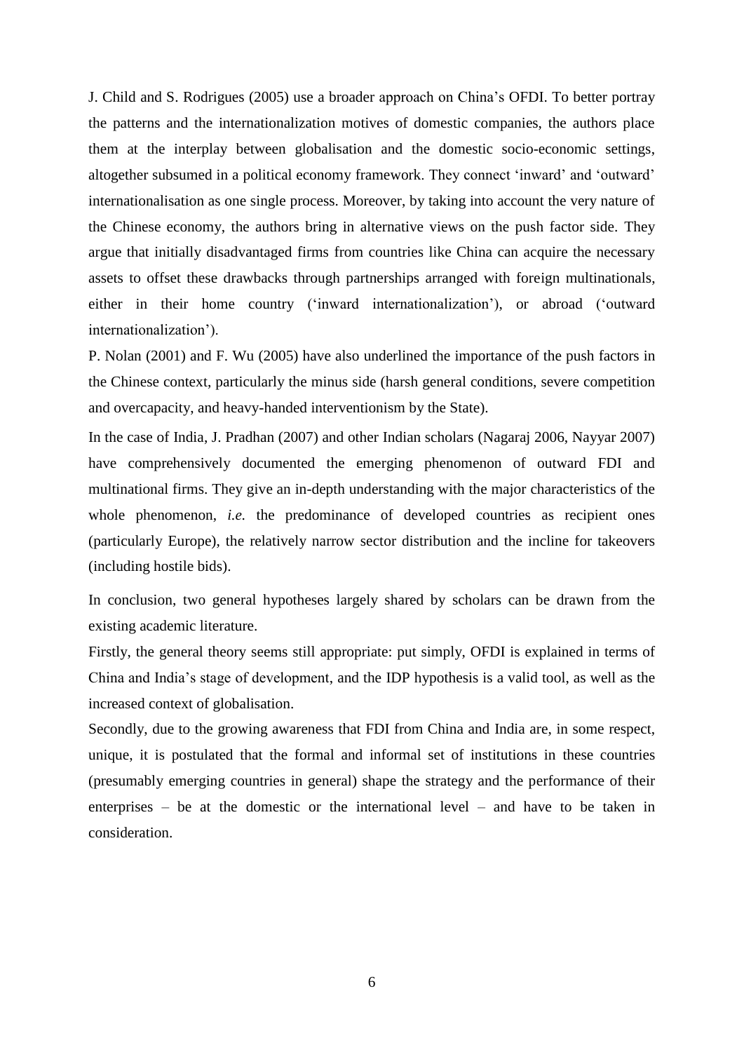J. Child and S. Rodrigues (2005) use a broader approach on China's OFDI. To better portray the patterns and the internationalization motives of domestic companies, the authors place them at the interplay between globalisation and the domestic socio-economic settings, altogether subsumed in a political economy framework. They connect 'inward' and 'outward' internationalisation as one single process. Moreover, by taking into account the very nature of the Chinese economy, the authors bring in alternative views on the push factor side. They argue that initially disadvantaged firms from countries like China can acquire the necessary assets to offset these drawbacks through partnerships arranged with foreign multinationals, either in their home country ('inward internationalization'), or abroad ('outward internationalization').

P. Nolan (2001) and F. Wu (2005) have also underlined the importance of the push factors in the Chinese context, particularly the minus side (harsh general conditions, severe competition and overcapacity, and heavy-handed interventionism by the State).

In the case of India, J. Pradhan (2007) and other Indian scholars (Nagaraj 2006, Nayyar 2007) have comprehensively documented the emerging phenomenon of outward FDI and multinational firms. They give an in-depth understanding with the major characteristics of the whole phenomenon, *i.e.* the predominance of developed countries as recipient ones (particularly Europe), the relatively narrow sector distribution and the incline for takeovers (including hostile bids).

In conclusion, two general hypotheses largely shared by scholars can be drawn from the existing academic literature.

Firstly, the general theory seems still appropriate: put simply, OFDI is explained in terms of China and India's stage of development, and the IDP hypothesis is a valid tool, as well as the increased context of globalisation.

Secondly, due to the growing awareness that FDI from China and India are, in some respect, unique, it is postulated that the formal and informal set of institutions in these countries (presumably emerging countries in general) shape the strategy and the performance of their enterprises – be at the domestic or the international level – and have to be taken in consideration.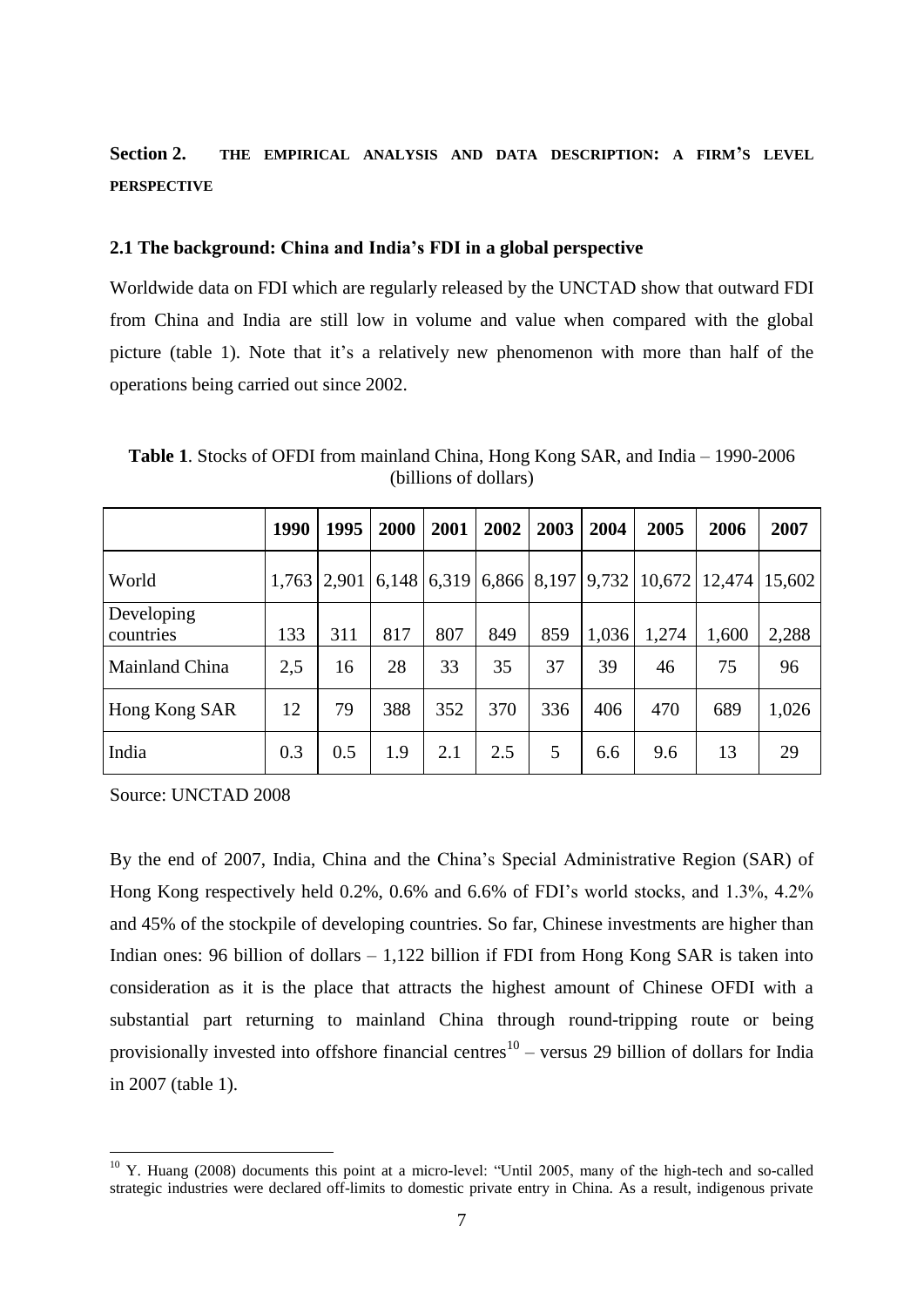## Section 2. THE EMPIRICAL ANALYSIS AND DATA DESCRIPTION: A FIRM'S LEVEL PERSPECTIVE

### 2.1 The background: China and India's FDI in a global perspective

Worldwide data on FDI which are regularly released by the UNCTAD show that outward FDI from China and India are still low in volume and value when compared with the global picture (table 1). Note that it's a relatively new phenomenon with more than half of the operations being carried out since 2002.

**Table 1**. Stocks of OFDI from mainland China, Hong Kong SAR, and India – 1990-2006 (billions of dollars)

| | 1990 | 1995 | 2000 | 2001 | 2002 | 2003 | 2004 | 2005 | 2006 | 2007 |
|---|---|---|---|---|---|---|---|---|---|---|
| World | 1,763 | 2,901 | 6,148 | 6,319 | 6,866 | 8,197 | 9,732 | 10,672 | 12,474 | 15,602 |
| Developing countries | 133 | 311 | 817 | 807 | 849 | 859 | 1,036 | 1,274 | 1,600 | 2,288 |
| Mainland China | 2,5 | 16 | 28 | 33 | 35 | 37 | 39 | 46 | 75 | 96 |
| Hong Kong SAR | 12 | 79 | 388 | 352 | 370 | 336 | 406 | 470 | 689 | 1,026 |
| India | 0.3 | 0.5 | 1.9 | 2.1 | 2.5 | 5 | 6.6 | 9.6 | 13 | 29 |

Source: UNCTAD 2008

By the end of 2007, India, China and the China's Special Administrative Region (SAR) of Hong Kong respectively held 0.2%, 0.6% and 6.6% of FDI's world stocks, and 1.3%, 4.2% and 45% of the stockpile of developing countries. So far, Chinese investments are higher than Indian ones: 96 billion of dollars – 1,122 billion if FDI from Hong Kong SAR is taken into consideration as it is the place that attracts the highest amount of Chinese OFDI with a substantial part returning to mainland China through round-tripping route or being provisionally invested into offshore financial centres[10] – versus 29 billion of dollars for India in 2007 (table 1).

[10] Y. Huang (2008) documents this point at a micro-level: "Until 2005, many of the high-tech and so-called strategic industries were declared off-limits to domestic private entry in China. As a result, indigenous private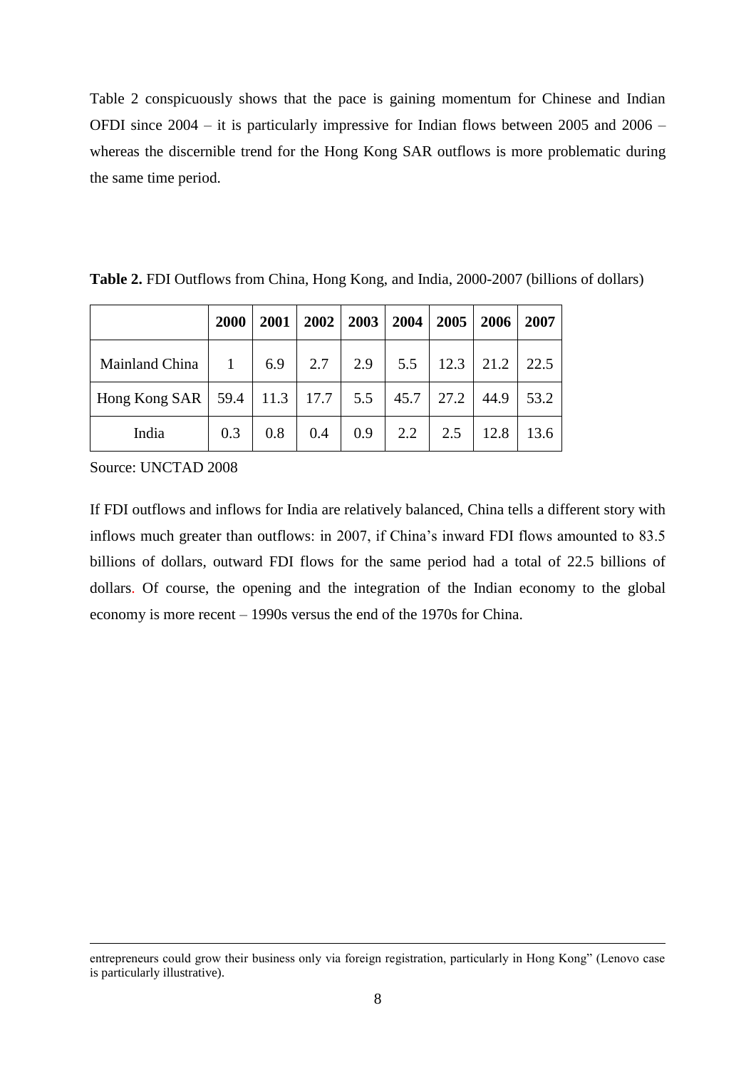Table 2 conspicuously shows that the pace is gaining momentum for Chinese and Indian OFDI since 2004 – it is particularly impressive for Indian flows between 2005 and 2006 – whereas the discernible trend for the Hong Kong SAR outflows is more problematic during the same time period.

**Table 2.** FDI Outflows from China, Hong Kong, and India, 2000-2007 (billions of dollars)

| | **2000** | **2001** | **2002** | **2003** | **2004** | **2005** | **2006** | **2007** |
|---|---|---|---|---|---|---|---|---|
| Mainland China | 1 | 6.9 | 2.7 | 2.9 | 5.5 | 12.3 | 21.2 | 22.5 |
| Hong Kong SAR | 59.4 | 11.3 | 17.7 | 5.5 | 45.7 | 27.2 | 44.9 | 53.2 |
| India | 0.3 | 0.8 | 0.4 | 0.9 | 2.2 | 2.5 | 12.8 | 13.6 |

Source: UNCTAD 2008

If FDI outflows and inflows for India are relatively balanced, China tells a different story with inflows much greater than outflows: in 2007, if China's inward FDI flows amounted to 83.5 billions of dollars, outward FDI flows for the same period had a total of 22.5 billions of dollars. Of course, the opening and the integration of the Indian economy to the global economy is more recent – 1990s versus the end of the 1970s for China.

entrepreneurs could grow their business only via foreign registration, particularly in Hong Kong" (Lenovo case is particularly illustrative).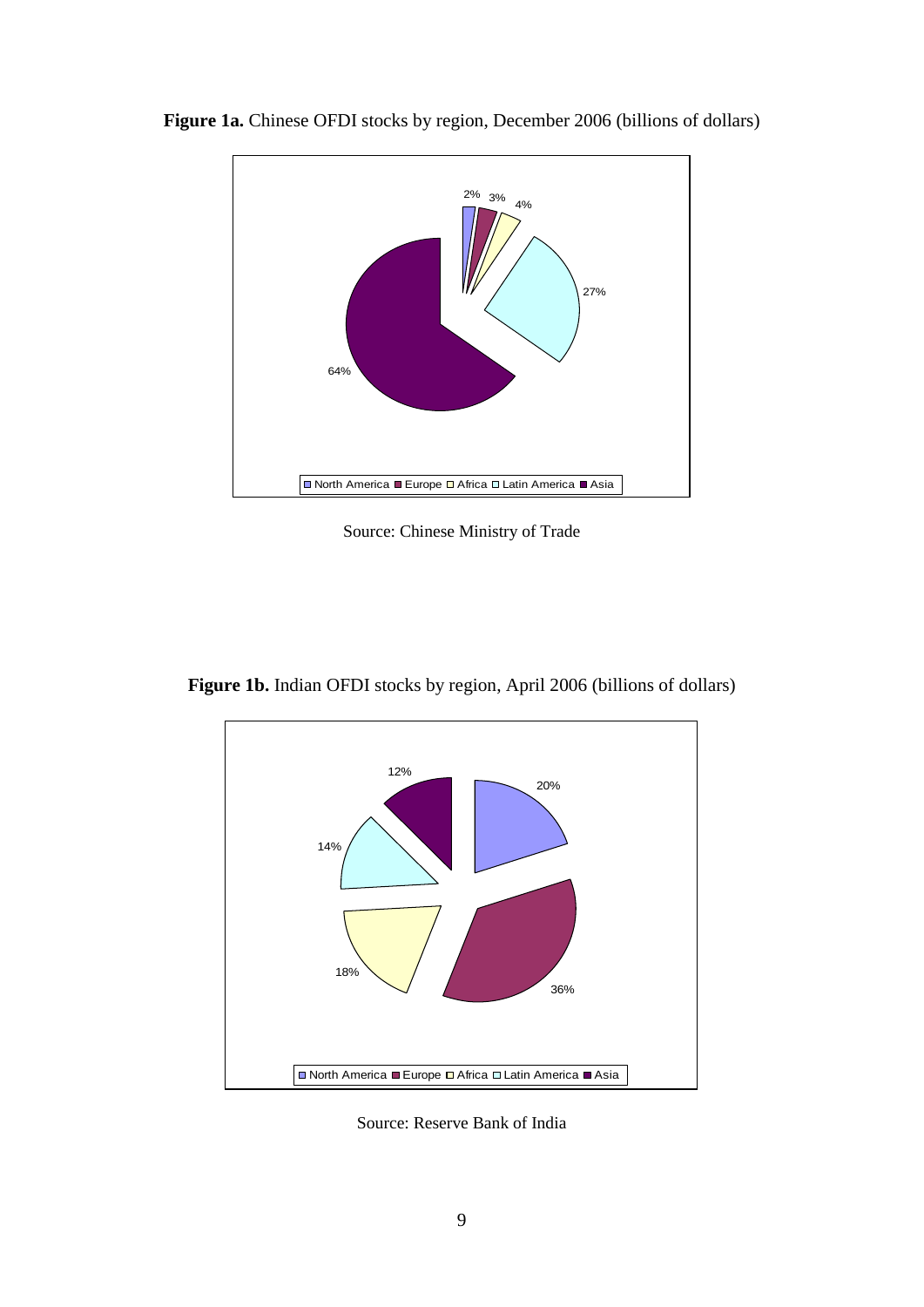**Figure 1a.** Chinese OFDI stocks by region, December 2006 (billions of dollars)

Source: Chinese Ministry of Trade

**Figure 1b.** Indian OFDI stocks by region, April 2006 (billions of dollars)

Source: Reserve Bank of India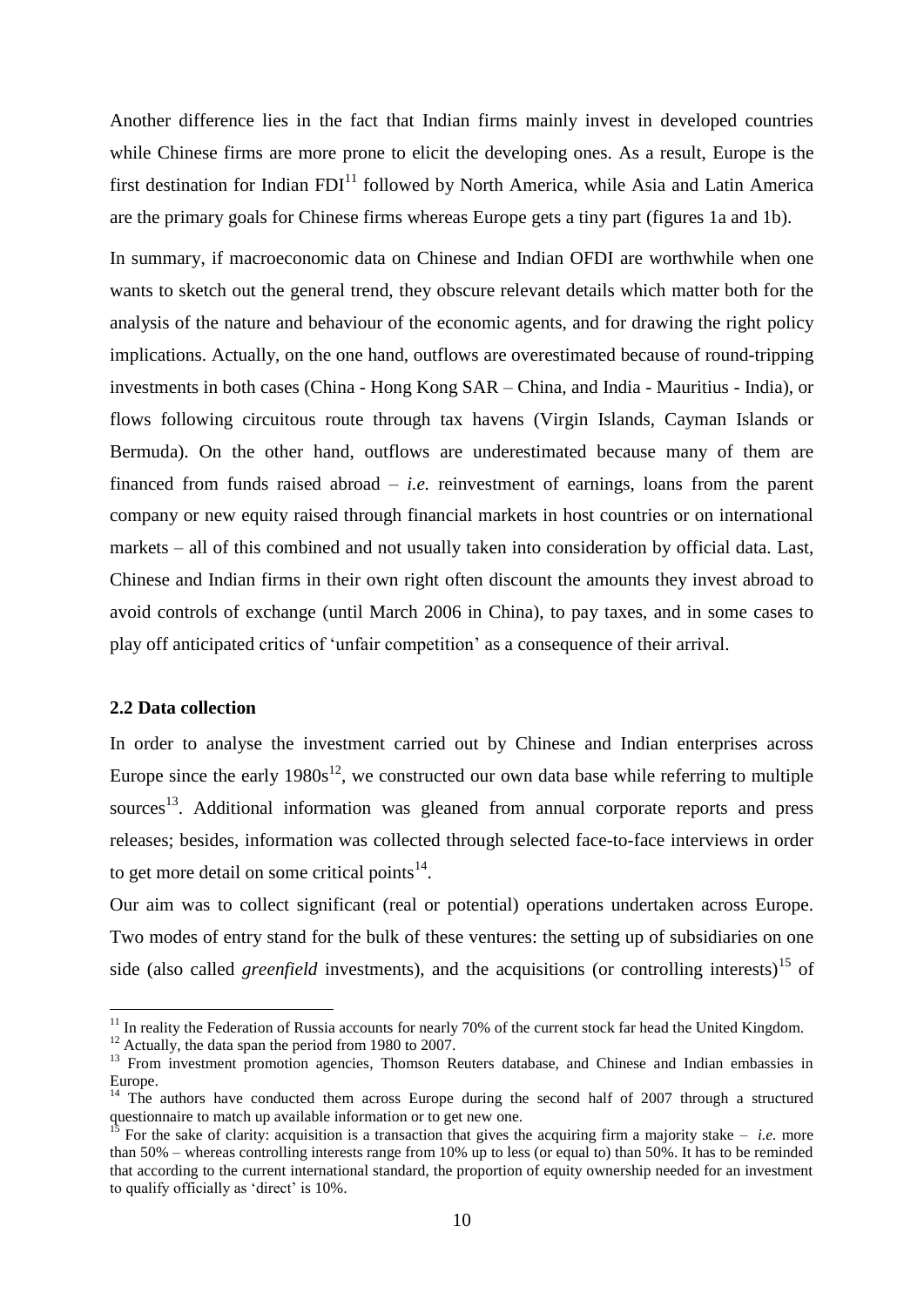Another difference lies in the fact that Indian firms mainly invest in developed countries while Chinese firms are more prone to elicit the developing ones. As a result, Europe is the first destination for Indian FDI[11] followed by North America, while Asia and Latin America are the primary goals for Chinese firms whereas Europe gets a tiny part (figures 1a and 1b).

In summary, if macroeconomic data on Chinese and Indian OFDI are worthwhile when one wants to sketch out the general trend, they obscure relevant details which matter both for the analysis of the nature and behaviour of the economic agents, and for drawing the right policy implications. Actually, on the one hand, outflows are overestimated because of round-tripping investments in both cases (China - Hong Kong SAR – China, and India - Mauritius - India), or flows following circuitous route through tax havens (Virgin Islands, Cayman Islands or Bermuda). On the other hand, outflows are underestimated because many of them are financed from funds raised abroad – *i.e.* reinvestment of earnings, loans from the parent company or new equity raised through financial markets in host countries or on international markets – all of this combined and not usually taken into consideration by official data. Last, Chinese and Indian firms in their own right often discount the amounts they invest abroad to avoid controls of exchange (until March 2006 in China), to pay taxes, and in some cases to play off anticipated critics of 'unfair competition' as a consequence of their arrival.

### 2.2 Data collection

In order to analyse the investment carried out by Chinese and Indian enterprises across Europe since the early 1980s[12], we constructed our own data base while referring to multiple sources[13]. Additional information was gleaned from annual corporate reports and press releases; besides, information was collected through selected face-to-face interviews in order to get more detail on some critical points[14].

Our aim was to collect significant (real or potential) operations undertaken across Europe. Two modes of entry stand for the bulk of these ventures: the setting up of subsidiaries on one side (also called *greenfield* investments), and the acquisitions (or controlling interests)[15] of

---

[11] In reality the Federation of Russia accounts for nearly 70% of the current stock far head the United Kingdom.

[12] Actually, the data span the period from 1980 to 2007.

[13] From investment promotion agencies, Thomson Reuters database, and Chinese and Indian embassies in Europe.

[14] The authors have conducted them across Europe during the second half of 2007 through a structured questionnaire to match up available information or to get new one.

[15] For the sake of clarity: acquisition is a transaction that gives the acquiring firm a majority stake – *i.e.* more than 50% – whereas controlling interests range from 10% up to less (or equal to) than 50%. It has to be reminded that according to the current international standard, the proportion of equity ownership needed for an investment to qualify officially as 'direct' is 10%.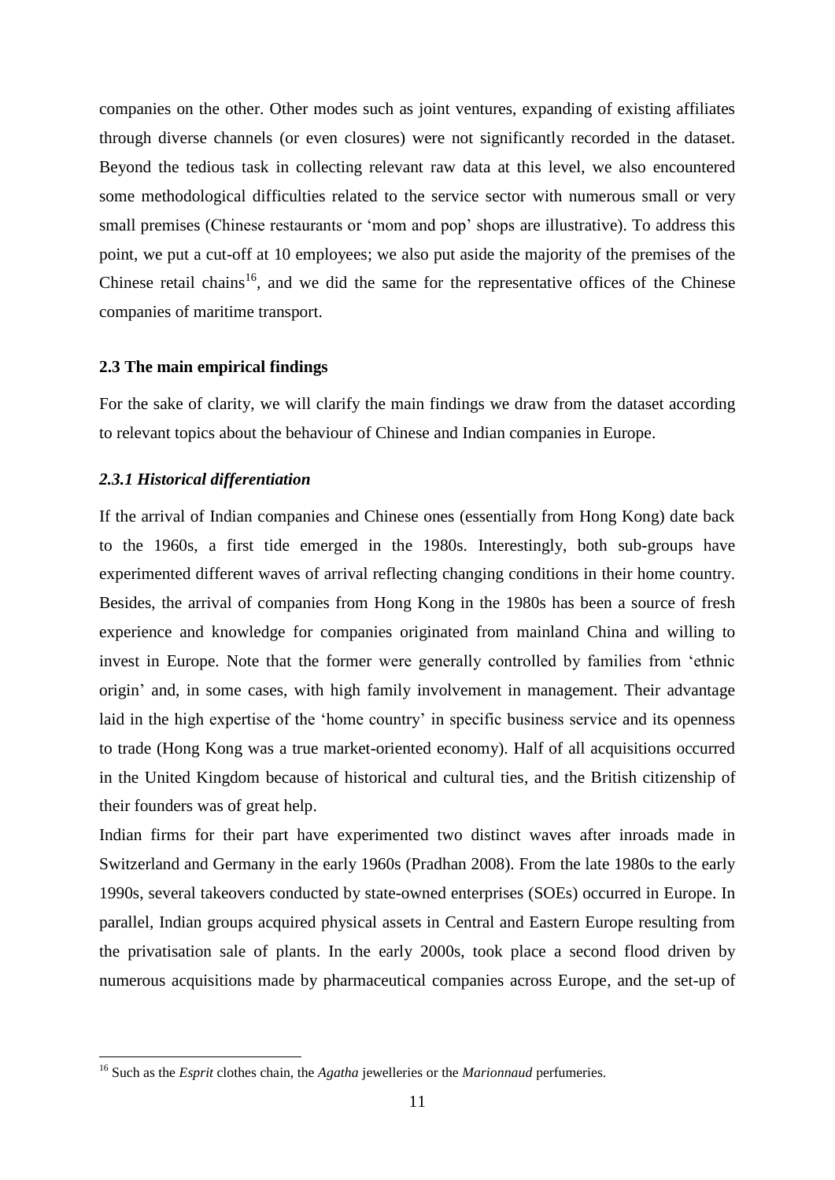companies on the other. Other modes such as joint ventures, expanding of existing affiliates through diverse channels (or even closures) were not significantly recorded in the dataset. Beyond the tedious task in collecting relevant raw data at this level, we also encountered some methodological difficulties related to the service sector with numerous small or very small premises (Chinese restaurants or 'mom and pop' shops are illustrative). To address this point, we put a cut-off at 10 employees; we also put aside the majority of the premises of the Chinese retail chains[16], and we did the same for the representative offices of the Chinese companies of maritime transport.

### 2.3 The main empirical findings

For the sake of clarity, we will clarify the main findings we draw from the dataset according to relevant topics about the behaviour of Chinese and Indian companies in Europe.

#### *2.3.1 Historical differentiation*

If the arrival of Indian companies and Chinese ones (essentially from Hong Kong) date back to the 1960s, a first tide emerged in the 1980s. Interestingly, both sub-groups have experimented different waves of arrival reflecting changing conditions in their home country. Besides, the arrival of companies from Hong Kong in the 1980s has been a source of fresh experience and knowledge for companies originated from mainland China and willing to invest in Europe. Note that the former were generally controlled by families from 'ethnic origin' and, in some cases, with high family involvement in management. Their advantage laid in the high expertise of the 'home country' in specific business service and its openness to trade (Hong Kong was a true market-oriented economy). Half of all acquisitions occurred in the United Kingdom because of historical and cultural ties, and the British citizenship of their founders was of great help.

Indian firms for their part have experimented two distinct waves after inroads made in Switzerland and Germany in the early 1960s (Pradhan 2008). From the late 1980s to the early 1990s, several takeovers conducted by state-owned enterprises (SOEs) occurred in Europe. In parallel, Indian groups acquired physical assets in Central and Eastern Europe resulting from the privatisation sale of plants. In the early 2000s, took place a second flood driven by numerous acquisitions made by pharmaceutical companies across Europe, and the set-up of

[16] Such as the *Esprit* clothes chain, the *Agatha* jewelleries or the *Marionnaud* perfumeries.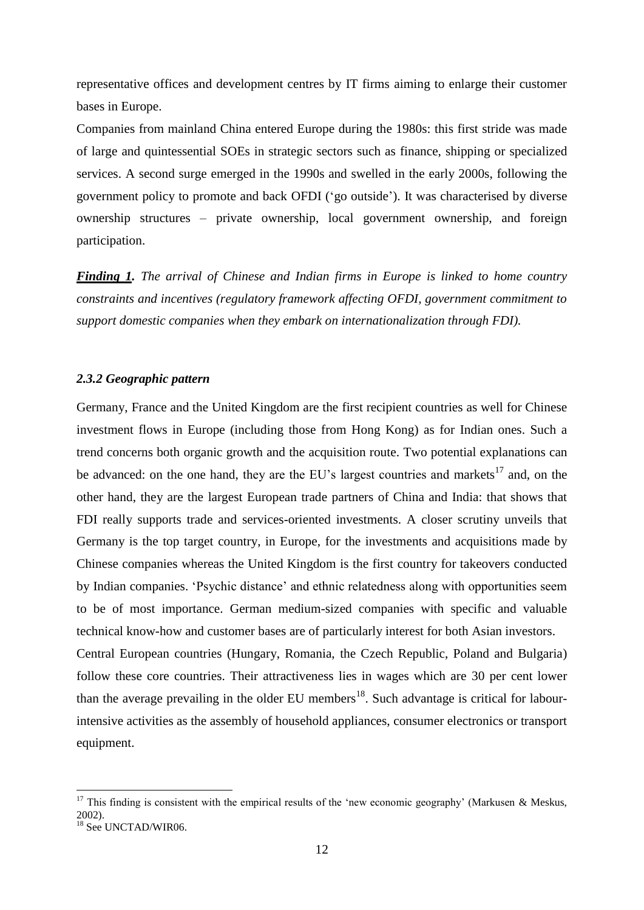representative offices and development centres by IT firms aiming to enlarge their customer bases in Europe.

Companies from mainland China entered Europe during the 1980s: this first stride was made of large and quintessential SOEs in strategic sectors such as finance, shipping or specialized services. A second surge emerged in the 1990s and swelled in the early 2000s, following the government policy to promote and back OFDI ('go outside'). It was characterised by diverse ownership structures – private ownership, local government ownership, and foreign participation.

***Finding 1.*** *The arrival of Chinese and Indian firms in Europe is linked to home country constraints and incentives (regulatory framework affecting OFDI, government commitment to support domestic companies when they embark on internationalization through FDI).*

### *2.3.2 Geographic pattern*

Germany, France and the United Kingdom are the first recipient countries as well for Chinese investment flows in Europe (including those from Hong Kong) as for Indian ones. Such a trend concerns both organic growth and the acquisition route. Two potential explanations can be advanced: on the one hand, they are the EU's largest countries and markets[17] and, on the other hand, they are the largest European trade partners of China and India: that shows that FDI really supports trade and services-oriented investments. A closer scrutiny unveils that Germany is the top target country, in Europe, for the investments and acquisitions made by Chinese companies whereas the United Kingdom is the first country for takeovers conducted by Indian companies. 'Psychic distance' and ethnic relatedness along with opportunities seem to be of most importance. German medium-sized companies with specific and valuable technical know-how and customer bases are of particularly interest for both Asian investors.

Central European countries (Hungary, Romania, the Czech Republic, Poland and Bulgaria) follow these core countries. Their attractiveness lies in wages which are 30 per cent lower than the average prevailing in the older EU members[18]. Such advantage is critical for labour-intensive activities as the assembly of household appliances, consumer electronics or transport equipment.

---

[17] This finding is consistent with the empirical results of the 'new economic geography' (Markusen & Meskus, 2002).

[18] See UNCTAD/WIR06.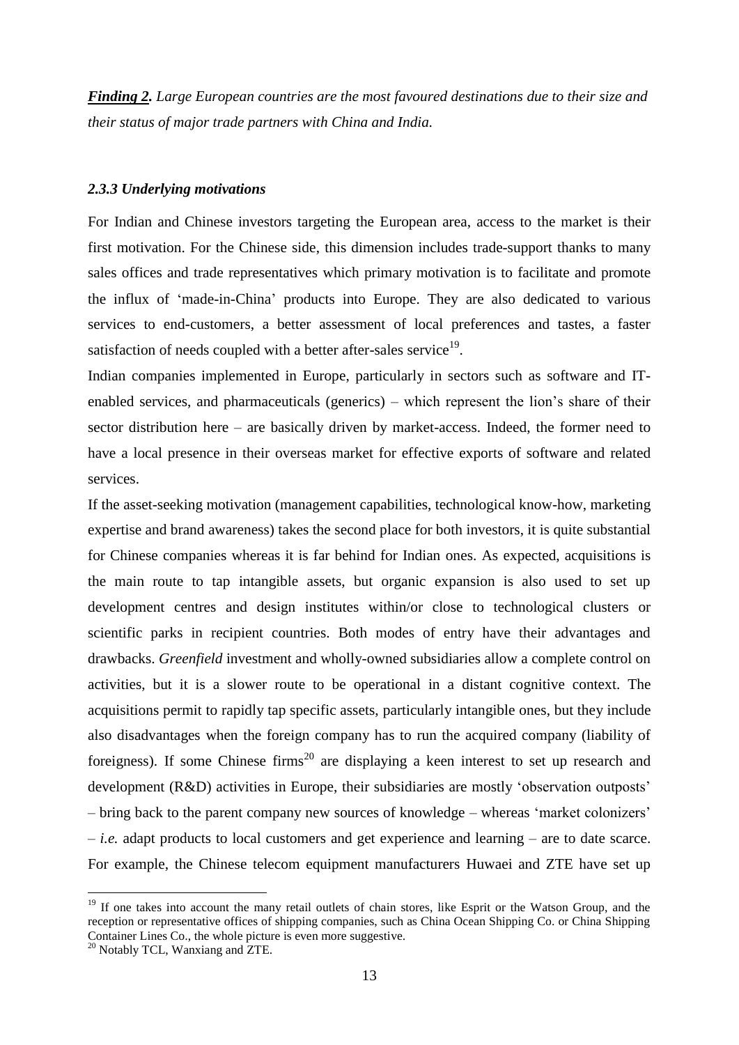***<u>Finding 2</u>.*** *Large European countries are the most favoured destinations due to their size and their status of major trade partners with China and India.*

### *2.3.3 Underlying motivations*

For Indian and Chinese investors targeting the European area, access to the market is their first motivation. For the Chinese side, this dimension includes trade-support thanks to many sales offices and trade representatives which primary motivation is to facilitate and promote the influx of 'made-in-China' products into Europe. They are also dedicated to various services to end-customers, a better assessment of local preferences and tastes, a faster satisfaction of needs coupled with a better after-sales service[19].

Indian companies implemented in Europe, particularly in sectors such as software and IT-enabled services, and pharmaceuticals (generics) – which represent the lion's share of their sector distribution here – are basically driven by market-access. Indeed, the former need to have a local presence in their overseas market for effective exports of software and related services.

If the asset-seeking motivation (management capabilities, technological know-how, marketing expertise and brand awareness) takes the second place for both investors, it is quite substantial for Chinese companies whereas it is far behind for Indian ones. As expected, acquisitions is the main route to tap intangible assets, but organic expansion is also used to set up development centres and design institutes within/or close to technological clusters or scientific parks in recipient countries. Both modes of entry have their advantages and drawbacks. *Greenfield* investment and wholly-owned subsidiaries allow a complete control on activities, but it is a slower route to be operational in a distant cognitive context. The acquisitions permit to rapidly tap specific assets, particularly intangible ones, but they include also disadvantages when the foreign company has to run the acquired company (liability of foreigness). If some Chinese firms[20] are displaying a keen interest to set up research and development (R&D) activities in Europe, their subsidiaries are mostly 'observation outposts' – bring back to the parent company new sources of knowledge – whereas 'market colonizers' – *i.e.* adapt products to local customers and get experience and learning – are to date scarce. For example, the Chinese telecom equipment manufacturers Huwaei and ZTE have set up

---

[19] If one takes into account the many retail outlets of chain stores, like Esprit or the Watson Group, and the reception or representative offices of shipping companies, such as China Ocean Shipping Co. or China Shipping Container Lines Co., the whole picture is even more suggestive.

[20] Notably TCL, Wanxiang and ZTE.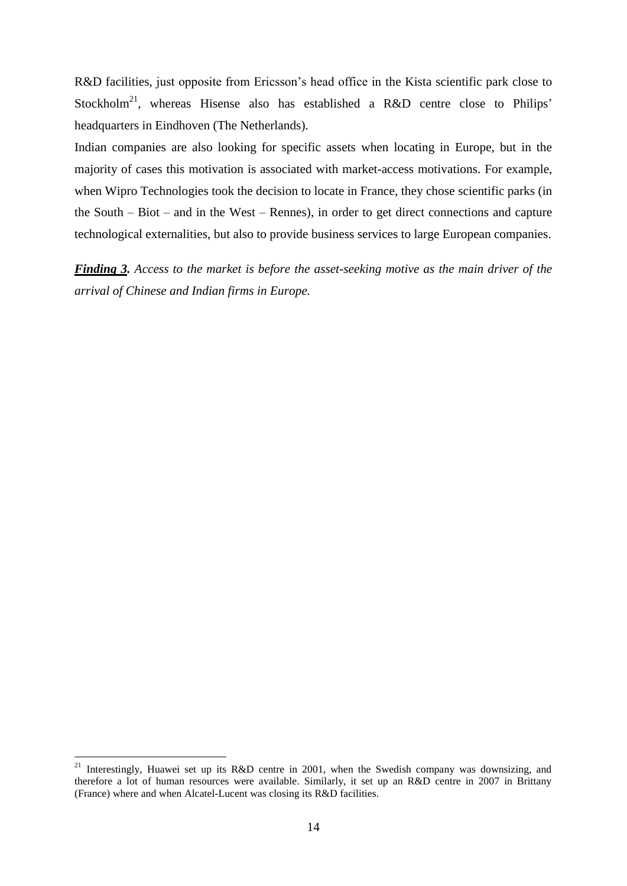R&D facilities, just opposite from Ericsson's head office in the Kista scientific park close to Stockholm[21], whereas Hisense also has established a R&D centre close to Philips' headquarters in Eindhoven (The Netherlands).

Indian companies are also looking for specific assets when locating in Europe, but in the majority of cases this motivation is associated with market-access motivations. For example, when Wipro Technologies took the decision to locate in France, they chose scientific parks (in the South – Biot – and in the West – Rennes), in order to get direct connections and capture technological externalities, but also to provide business services to large European companies.

***Finding 3.*** *Access to the market is before the asset-seeking motive as the main driver of the arrival of Chinese and Indian firms in Europe.*

[21] Interestingly, Huawei set up its R&D centre in 2001, when the Swedish company was downsizing, and therefore a lot of human resources were available. Similarly, it set up an R&D centre in 2007 in Brittany (France) where and when Alcatel-Lucent was closing its R&D facilities.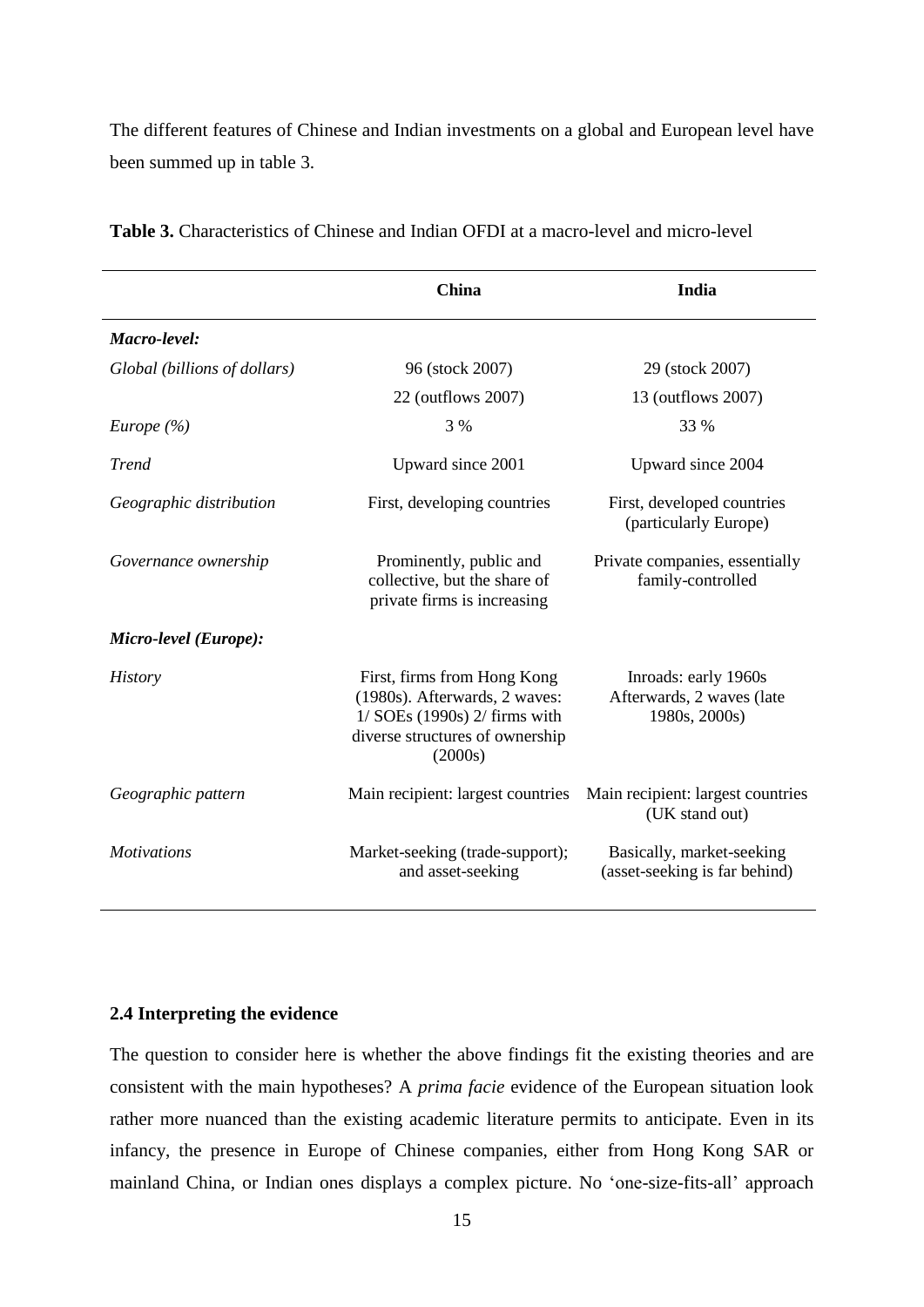The different features of Chinese and Indian investments on a global and European level have been summed up in table 3.

**Table 3.** Characteristics of Chinese and Indian OFDI at a macro-level and micro-level

| | **China** | **India** |
|---|---|---|
| ***Macro-level:*** | | |
| *Global (billions of dollars)* | 96 (stock 2007)<br>22 (outflows 2007) | 29 (stock 2007)<br>13 (outflows 2007) |
| *Europe (%)* | 3 % | 33 % |
| *Trend* | Upward since 2001 | Upward since 2004 |
| *Geographic distribution* | First, developing countries | First, developed countries (particularly Europe) |
| *Governance ownership* | Prominently, public and collective, but the share of private firms is increasing | Private companies, essentially family-controlled |
| ***Micro-level (Europe):*** | | |
| *History* | First, firms from Hong Kong (1980s). Afterwards, 2 waves: 1/ SOEs (1990s) 2/ firms with diverse structures of ownership (2000s) | Inroads: early 1960s Afterwards, 2 waves (late 1980s, 2000s) |
| *Geographic pattern* | Main recipient: largest countries | Main recipient: largest countries (UK stand out) |
| *Motivations* | Market-seeking (trade-support); and asset-seeking | Basically, market-seeking (asset-seeking is far behind) |

### 2.4 Interpreting the evidence

The question to consider here is whether the above findings fit the existing theories and are consistent with the main hypotheses? A *prima facie* evidence of the European situation look rather more nuanced than the existing academic literature permits to anticipate. Even in its infancy, the presence in Europe of Chinese companies, either from Hong Kong SAR or mainland China, or Indian ones displays a complex picture. No 'one-size-fits-all' approach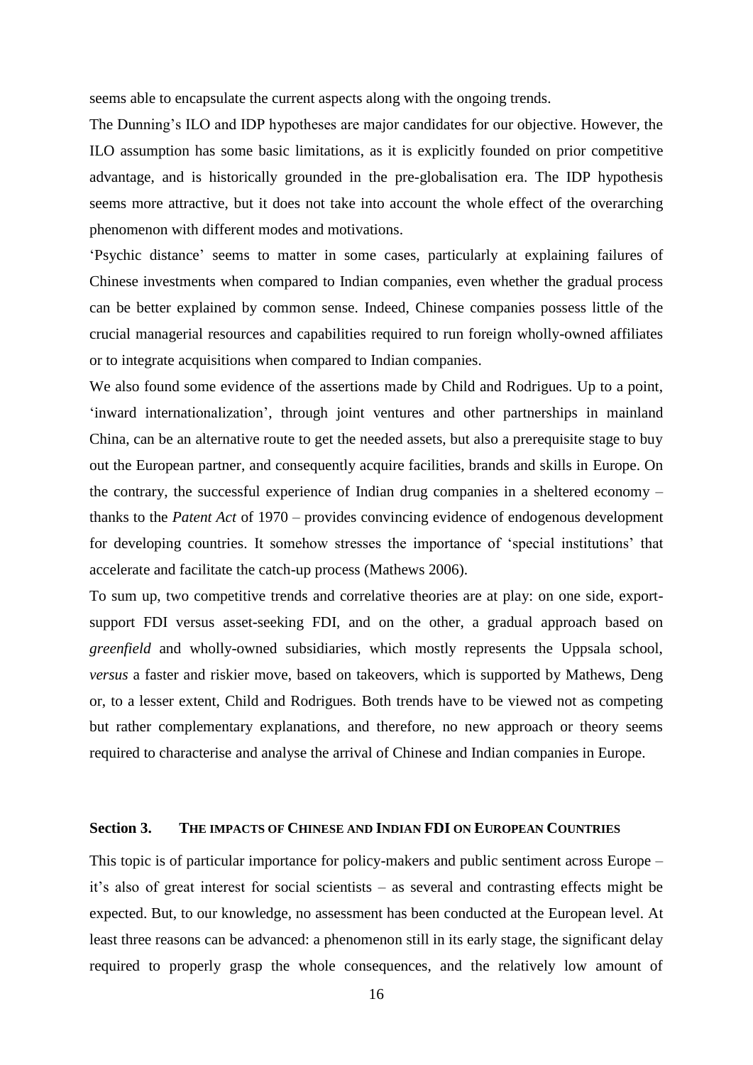seems able to encapsulate the current aspects along with the ongoing trends.

The Dunning's ILO and IDP hypotheses are major candidates for our objective. However, the ILO assumption has some basic limitations, as it is explicitly founded on prior competitive advantage, and is historically grounded in the pre-globalisation era. The IDP hypothesis seems more attractive, but it does not take into account the whole effect of the overarching phenomenon with different modes and motivations.

'Psychic distance' seems to matter in some cases, particularly at explaining failures of Chinese investments when compared to Indian companies, even whether the gradual process can be better explained by common sense. Indeed, Chinese companies possess little of the crucial managerial resources and capabilities required to run foreign wholly-owned affiliates or to integrate acquisitions when compared to Indian companies.

We also found some evidence of the assertions made by Child and Rodrigues. Up to a point, 'inward internationalization', through joint ventures and other partnerships in mainland China, can be an alternative route to get the needed assets, but also a prerequisite stage to buy out the European partner, and consequently acquire facilities, brands and skills in Europe. On the contrary, the successful experience of Indian drug companies in a sheltered economy – thanks to the *Patent Act* of 1970 – provides convincing evidence of endogenous development for developing countries. It somehow stresses the importance of 'special institutions' that accelerate and facilitate the catch-up process (Mathews 2006).

To sum up, two competitive trends and correlative theories are at play: on one side, export-support FDI versus asset-seeking FDI, and on the other, a gradual approach based on *greenfield* and wholly-owned subsidiaries, which mostly represents the Uppsala school, *versus* a faster and riskier move, based on takeovers, which is supported by Mathews, Deng or, to a lesser extent, Child and Rodrigues. Both trends have to be viewed not as competing but rather complementary explanations, and therefore, no new approach or theory seems required to characterise and analyse the arrival of Chinese and Indian companies in Europe.

## Section 3. THE IMPACTS OF CHINESE AND INDIAN FDI ON EUROPEAN COUNTRIES

This topic is of particular importance for policy-makers and public sentiment across Europe – it's also of great interest for social scientists – as several and contrasting effects might be expected. But, to our knowledge, no assessment has been conducted at the European level. At least three reasons can be advanced: a phenomenon still in its early stage, the significant delay required to properly grasp the whole consequences, and the relatively low amount of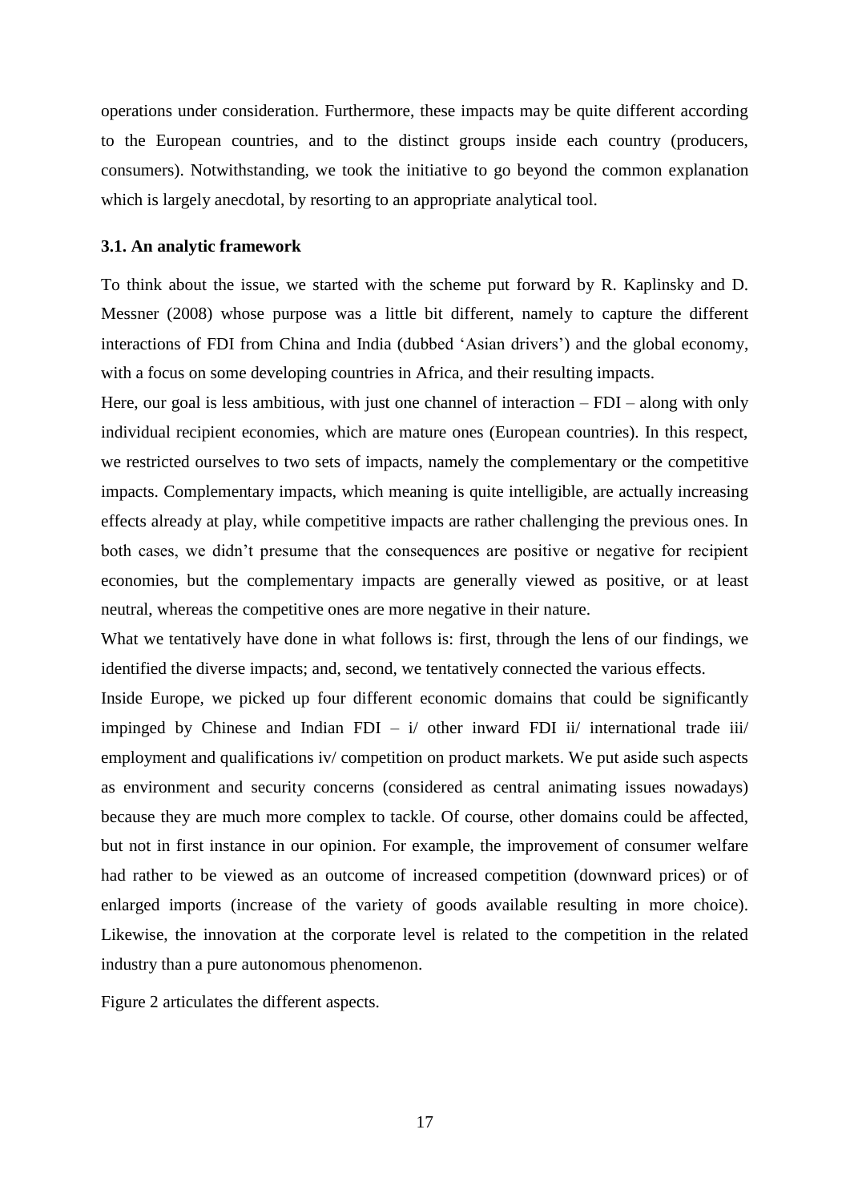operations under consideration. Furthermore, these impacts may be quite different according to the European countries, and to the distinct groups inside each country (producers, consumers). Notwithstanding, we took the initiative to go beyond the common explanation which is largely anecdotal, by resorting to an appropriate analytical tool.

### 3.1. An analytic framework

To think about the issue, we started with the scheme put forward by R. Kaplinsky and D. Messner (2008) whose purpose was a little bit different, namely to capture the different interactions of FDI from China and India (dubbed 'Asian drivers') and the global economy, with a focus on some developing countries in Africa, and their resulting impacts.

Here, our goal is less ambitious, with just one channel of interaction – FDI – along with only individual recipient economies, which are mature ones (European countries). In this respect, we restricted ourselves to two sets of impacts, namely the complementary or the competitive impacts. Complementary impacts, which meaning is quite intelligible, are actually increasing effects already at play, while competitive impacts are rather challenging the previous ones. In both cases, we didn't presume that the consequences are positive or negative for recipient economies, but the complementary impacts are generally viewed as positive, or at least neutral, whereas the competitive ones are more negative in their nature.

What we tentatively have done in what follows is: first, through the lens of our findings, we identified the diverse impacts; and, second, we tentatively connected the various effects.

Inside Europe, we picked up four different economic domains that could be significantly impinged by Chinese and Indian FDI – i/ other inward FDI ii/ international trade iii/ employment and qualifications iv/ competition on product markets. We put aside such aspects as environment and security concerns (considered as central animating issues nowadays) because they are much more complex to tackle. Of course, other domains could be affected, but not in first instance in our opinion. For example, the improvement of consumer welfare had rather to be viewed as an outcome of increased competition (downward prices) or of enlarged imports (increase of the variety of goods available resulting in more choice). Likewise, the innovation at the corporate level is related to the competition in the related industry than a pure autonomous phenomenon.

Figure 2 articulates the different aspects.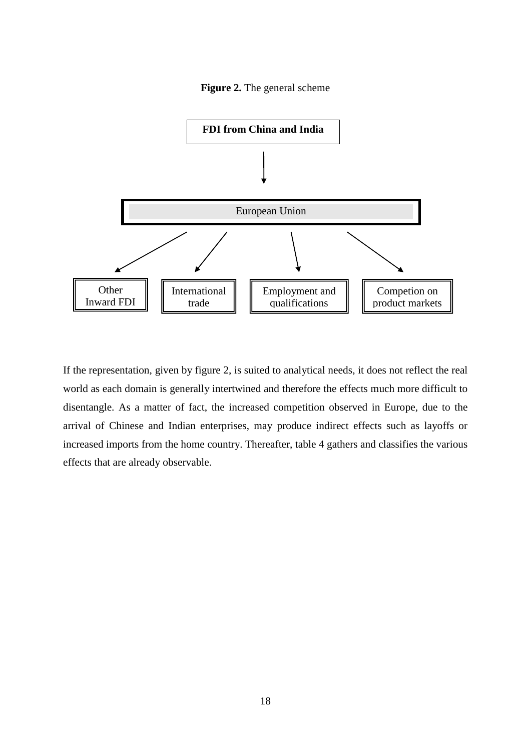**Figure 2.** The general scheme

**FDI from China and India**

↓

European Union

↙ ↙ ↓ ↘

| Other Inward FDI | International trade | Employment and qualifications | Competion on product markets |
|---|---|---|---|

If the representation, given by figure 2, is suited to analytical needs, it does not reflect the real world as each domain is generally intertwined and therefore the effects much more difficult to disentangle. As a matter of fact, the increased competition observed in Europe, due to the arrival of Chinese and Indian enterprises, may produce indirect effects such as layoffs or increased imports from the home country. Thereafter, table 4 gathers and classifies the various effects that are already observable.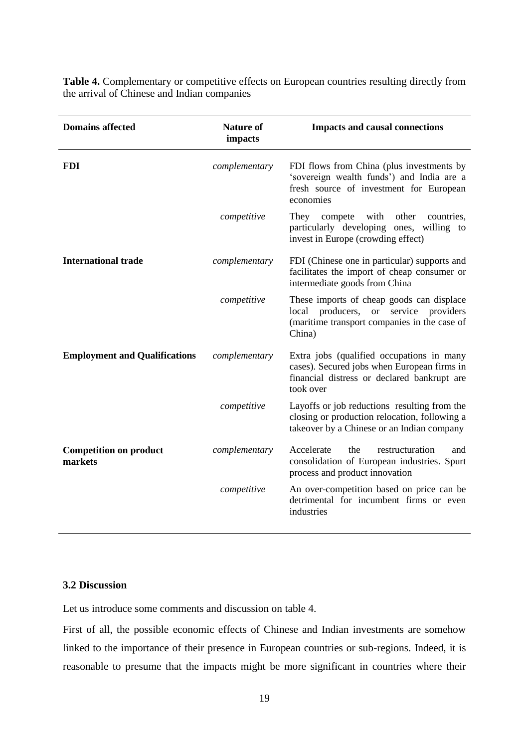**Table 4.** Complementary or competitive effects on European countries resulting directly from the arrival of Chinese and Indian companies

| Domains affected | Nature of impacts | Impacts and causal connections |
|---|---|---|
| **FDI** | *complementary* | FDI flows from China (plus investments by 'sovereign wealth funds') and India are a fresh source of investment for European economies |
| | *competitive* | They compete with other countries, particularly developing ones, willing to invest in Europe (crowding effect) |
| **International trade** | *complementary* | FDI (Chinese one in particular) supports and facilitates the import of cheap consumer or intermediate goods from China |
| | *competitive* | These imports of cheap goods can displace local producers, or service providers (maritime transport companies in the case of China) |
| **Employment and Qualifications** | *complementary* | Extra jobs (qualified occupations in many cases). Secured jobs when European firms in financial distress or declared bankrupt are took over |
| | *competitive* | Layoffs or job reductions resulting from the closing or production relocation, following a takeover by a Chinese or an Indian company |
| **Competition on product markets** | *complementary* | Accelerate the restructuration and consolidation of European industries. Spurt process and product innovation |
| | *competitive* | An over-competition based on price can be detrimental for incumbent firms or even industries |

### 3.2 Discussion

Let us introduce some comments and discussion on table 4.

First of all, the possible economic effects of Chinese and Indian investments are somehow linked to the importance of their presence in European countries or sub-regions. Indeed, it is reasonable to presume that the impacts might be more significant in countries where their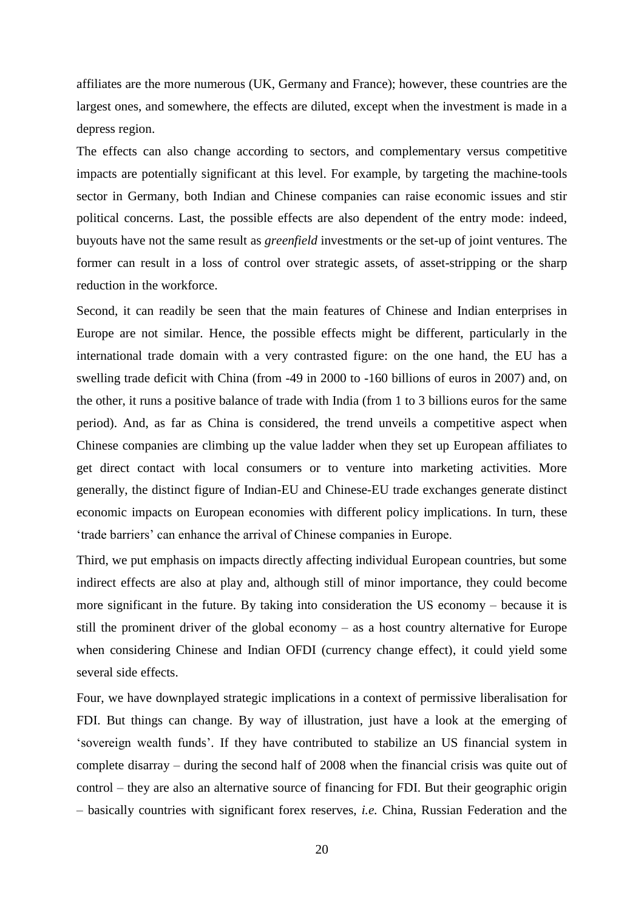affiliates are the more numerous (UK, Germany and France); however, these countries are the largest ones, and somewhere, the effects are diluted, except when the investment is made in a depress region.

The effects can also change according to sectors, and complementary versus competitive impacts are potentially significant at this level. For example, by targeting the machine-tools sector in Germany, both Indian and Chinese companies can raise economic issues and stir political concerns. Last, the possible effects are also dependent of the entry mode: indeed, buyouts have not the same result as *greenfield* investments or the set-up of joint ventures. The former can result in a loss of control over strategic assets, of asset-stripping or the sharp reduction in the workforce.

Second, it can readily be seen that the main features of Chinese and Indian enterprises in Europe are not similar. Hence, the possible effects might be different, particularly in the international trade domain with a very contrasted figure: on the one hand, the EU has a swelling trade deficit with China (from -49 in 2000 to -160 billions of euros in 2007) and, on the other, it runs a positive balance of trade with India (from 1 to 3 billions euros for the same period). And, as far as China is considered, the trend unveils a competitive aspect when Chinese companies are climbing up the value ladder when they set up European affiliates to get direct contact with local consumers or to venture into marketing activities. More generally, the distinct figure of Indian-EU and Chinese-EU trade exchanges generate distinct economic impacts on European economies with different policy implications. In turn, these 'trade barriers' can enhance the arrival of Chinese companies in Europe.

Third, we put emphasis on impacts directly affecting individual European countries, but some indirect effects are also at play and, although still of minor importance, they could become more significant in the future. By taking into consideration the US economy – because it is still the prominent driver of the global economy – as a host country alternative for Europe when considering Chinese and Indian OFDI (currency change effect), it could yield some several side effects.

Four, we have downplayed strategic implications in a context of permissive liberalisation for FDI. But things can change. By way of illustration, just have a look at the emerging of 'sovereign wealth funds'. If they have contributed to stabilize an US financial system in complete disarray – during the second half of 2008 when the financial crisis was quite out of control – they are also an alternative source of financing for FDI. But their geographic origin – basically countries with significant forex reserves, *i.e.* China, Russian Federation and the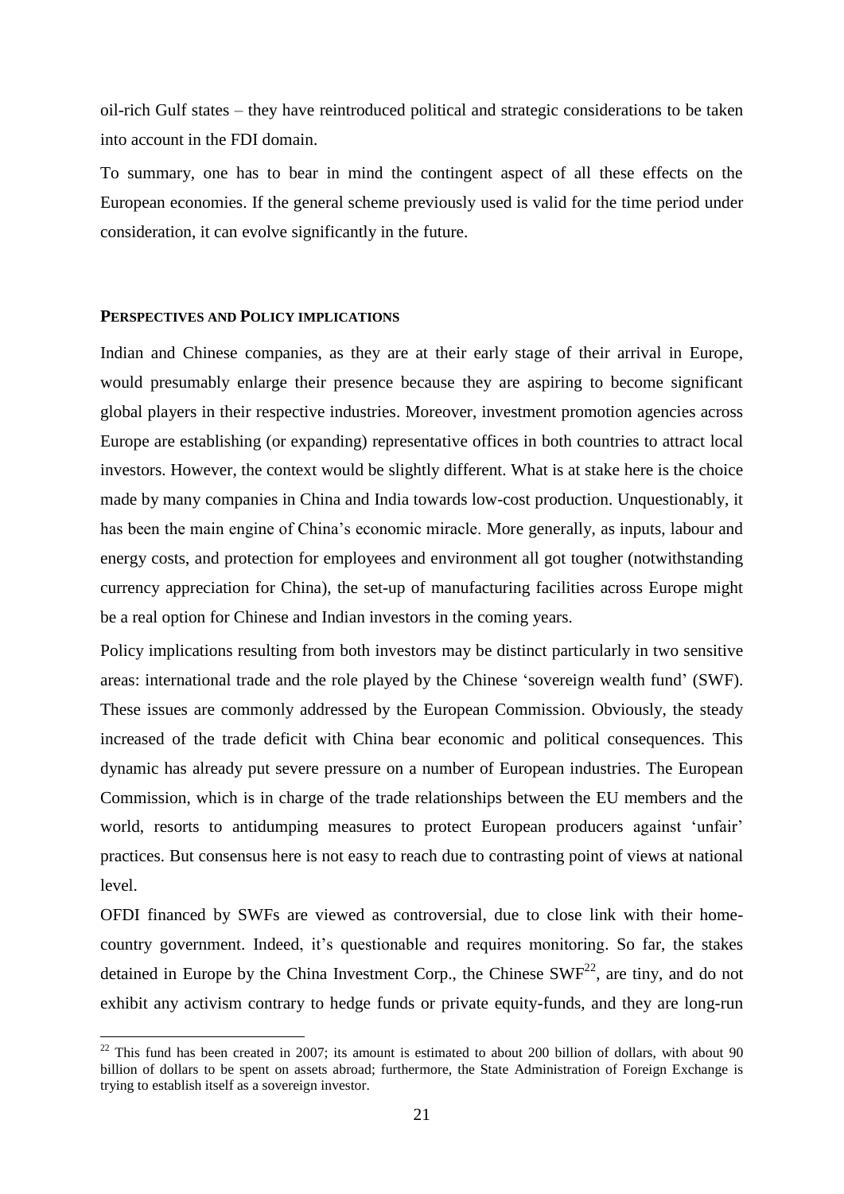oil-rich Gulf states – they have reintroduced political and strategic considerations to be taken into account in the FDI domain.

To summary, one has to bear in mind the contingent aspect of all these effects on the European economies. If the general scheme previously used is valid for the time period under consideration, it can evolve significantly in the future.

## PERSPECTIVES AND POLICY IMPLICATIONS

Indian and Chinese companies, as they are at their early stage of their arrival in Europe, would presumably enlarge their presence because they are aspiring to become significant global players in their respective industries. Moreover, investment promotion agencies across Europe are establishing (or expanding) representative offices in both countries to attract local investors. However, the context would be slightly different. What is at stake here is the choice made by many companies in China and India towards low-cost production. Unquestionably, it has been the main engine of China's economic miracle. More generally, as inputs, labour and energy costs, and protection for employees and environment all got tougher (notwithstanding currency appreciation for China), the set-up of manufacturing facilities across Europe might be a real option for Chinese and Indian investors in the coming years.

Policy implications resulting from both investors may be distinct particularly in two sensitive areas: international trade and the role played by the Chinese 'sovereign wealth fund' (SWF). These issues are commonly addressed by the European Commission. Obviously, the steady increased of the trade deficit with China bear economic and political consequences. This dynamic has already put severe pressure on a number of European industries. The European Commission, which is in charge of the trade relationships between the EU members and the world, resorts to antidumping measures to protect European producers against 'unfair' practices. But consensus here is not easy to reach due to contrasting point of views at national level.

OFDI financed by SWFs are viewed as controversial, due to close link with their home-country government. Indeed, it's questionable and requires monitoring. So far, the stakes detained in Europe by the China Investment Corp., the Chinese SWF[22], are tiny, and do not exhibit any activism contrary to hedge funds or private equity-funds, and they are long-run

[22] This fund has been created in 2007; its amount is estimated to about 200 billion of dollars, with about 90 billion of dollars to be spent on assets abroad; furthermore, the State Administration of Foreign Exchange is trying to establish itself as a sovereign investor.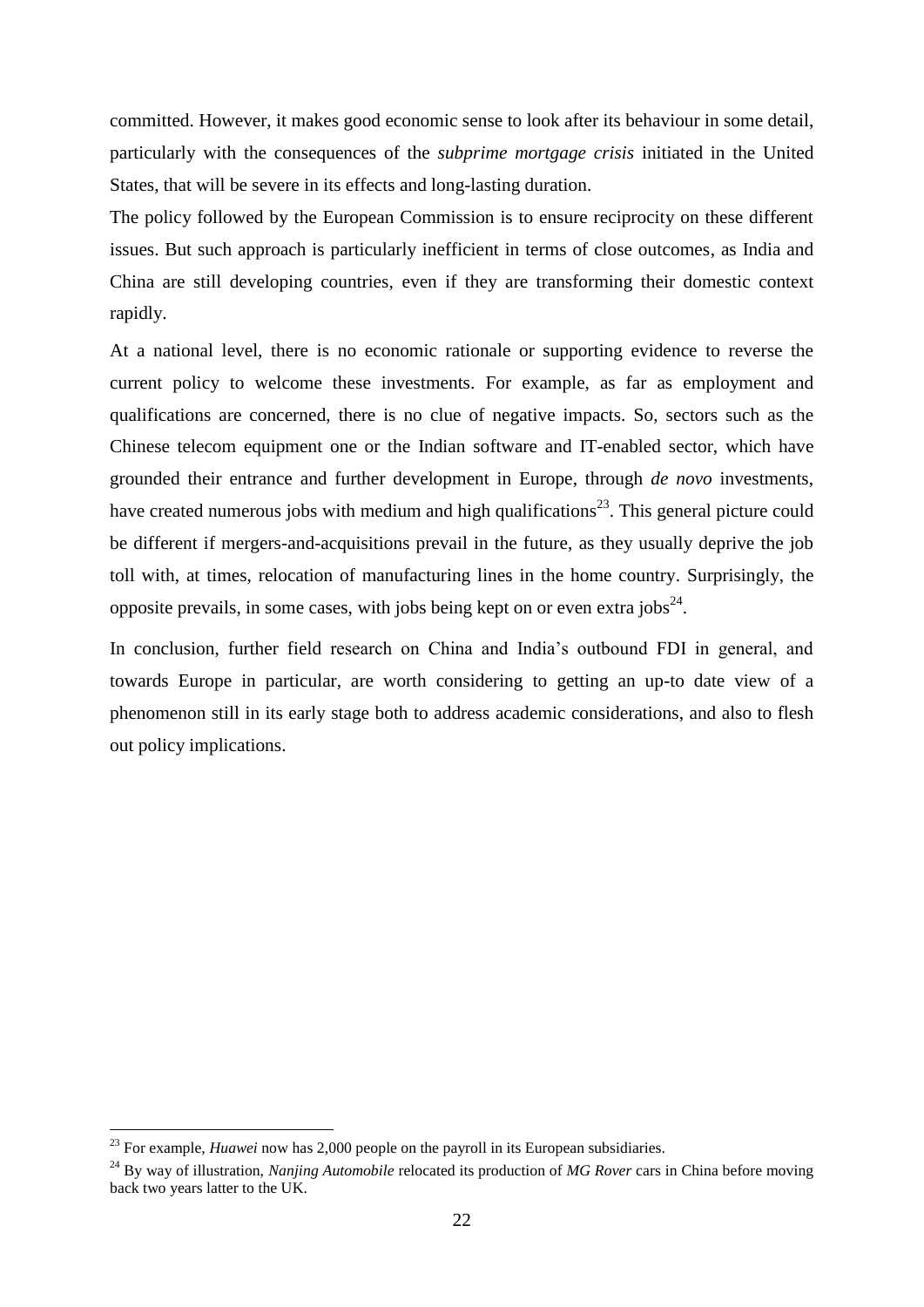committed. However, it makes good economic sense to look after its behaviour in some detail, particularly with the consequences of the *subprime mortgage crisis* initiated in the United States, that will be severe in its effects and long-lasting duration.

The policy followed by the European Commission is to ensure reciprocity on these different issues. But such approach is particularly inefficient in terms of close outcomes, as India and China are still developing countries, even if they are transforming their domestic context rapidly.

At a national level, there is no economic rationale or supporting evidence to reverse the current policy to welcome these investments. For example, as far as employment and qualifications are concerned, there is no clue of negative impacts. So, sectors such as the Chinese telecom equipment one or the Indian software and IT-enabled sector, which have grounded their entrance and further development in Europe, through *de novo* investments, have created numerous jobs with medium and high qualifications[23]. This general picture could be different if mergers-and-acquisitions prevail in the future, as they usually deprive the job toll with, at times, relocation of manufacturing lines in the home country. Surprisingly, the opposite prevails, in some cases, with jobs being kept on or even extra jobs[24].

In conclusion, further field research on China and India's outbound FDI in general, and towards Europe in particular, are worth considering to getting an up-to date view of a phenomenon still in its early stage both to address academic considerations, and also to flesh out policy implications.

---

[23] For example, *Huawei* now has 2,000 people on the payroll in its European subsidiaries.

[24] By way of illustration, *Nanjing Automobile* relocated its production of *MG Rover* cars in China before moving back two years latter to the UK.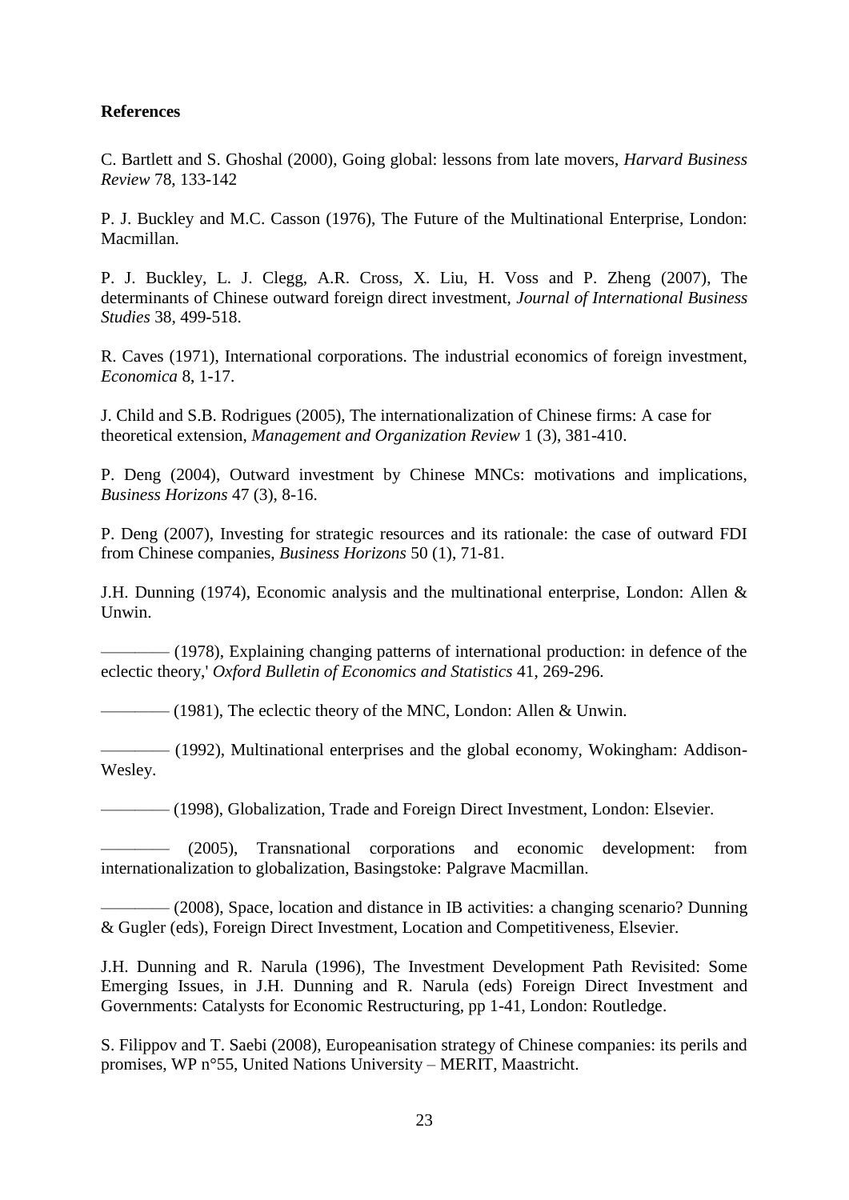**References**

C. Bartlett and S. Ghoshal (2000), Going global: lessons from late movers, *Harvard Business Review* 78, 133-142

P. J. Buckley and M.C. Casson (1976), The Future of the Multinational Enterprise, London: Macmillan.

P. J. Buckley, L. J. Clegg, A.R. Cross, X. Liu, H. Voss and P. Zheng (2007), The determinants of Chinese outward foreign direct investment, *Journal of International Business Studies* 38, 499-518.

R. Caves (1971), International corporations. The industrial economics of foreign investment, *Economica* 8, 1-17.

J. Child and S.B. Rodrigues (2005), The internationalization of Chinese firms: A case for theoretical extension, *Management and Organization Review* 1 (3), 381-410.

P. Deng (2004), Outward investment by Chinese MNCs: motivations and implications, *Business Horizons* 47 (3), 8-16.

P. Deng (2007), Investing for strategic resources and its rationale: the case of outward FDI from Chinese companies, *Business Horizons* 50 (1), 71-81.

J.H. Dunning (1974), Economic analysis and the multinational enterprise, London: Allen & Unwin.

———— (1978), Explaining changing patterns of international production: in defence of the eclectic theory,' *Oxford Bulletin of Economics and Statistics* 41, 269-296.

———— (1981), The eclectic theory of the MNC, London: Allen & Unwin.

———— (1992), Multinational enterprises and the global economy, Wokingham: Addison-Wesley.

———— (1998), Globalization, Trade and Foreign Direct Investment, London: Elsevier.

———— (2005), Transnational corporations and economic development: from internationalization to globalization, Basingstoke: Palgrave Macmillan.

———— (2008), Space, location and distance in IB activities: a changing scenario? Dunning & Gugler (eds), Foreign Direct Investment, Location and Competitiveness, Elsevier.

J.H. Dunning and R. Narula (1996), The Investment Development Path Revisited: Some Emerging Issues, in J.H. Dunning and R. Narula (eds) Foreign Direct Investment and Governments: Catalysts for Economic Restructuring, pp 1-41, London: Routledge.

S. Filippov and T. Saebi (2008), Europeanisation strategy of Chinese companies: its perils and promises, WP n°55, United Nations University – MERIT, Maastricht.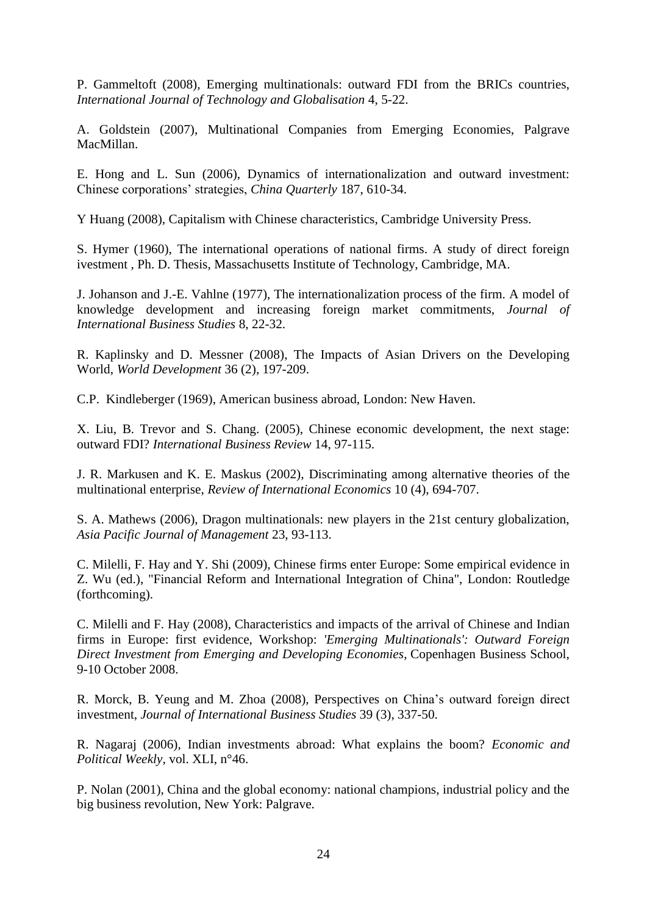P. Gammeltoft (2008), Emerging multinationals: outward FDI from the BRICs countries, *International Journal of Technology and Globalisation* 4, 5-22.

A. Goldstein (2007), Multinational Companies from Emerging Economies, Palgrave MacMillan.

E. Hong and L. Sun (2006), Dynamics of internationalization and outward investment: Chinese corporations' strategies, *China Quarterly* 187, 610-34.

Y Huang (2008), Capitalism with Chinese characteristics, Cambridge University Press.

S. Hymer (1960), The international operations of national firms. A study of direct foreign ivestment , Ph. D. Thesis, Massachusetts Institute of Technology, Cambridge, MA.

J. Johanson and J.-E. Vahlne (1977), The internationalization process of the firm. A model of knowledge development and increasing foreign market commitments, *Journal of International Business Studies* 8, 22-32.

R. Kaplinsky and D. Messner (2008), The Impacts of Asian Drivers on the Developing World, *World Development* 36 (2), 197-209.

C.P. Kindleberger (1969), American business abroad, London: New Haven.

X. Liu, B. Trevor and S. Chang. (2005), Chinese economic development, the next stage: outward FDI? *International Business Review* 14, 97-115.

J. R. Markusen and K. E. Maskus (2002), Discriminating among alternative theories of the multinational enterprise, *Review of International Economics* 10 (4), 694-707.

S. A. Mathews (2006), Dragon multinationals: new players in the 21st century globalization, *Asia Pacific Journal of Management* 23, 93-113.

C. Milelli, F. Hay and Y. Shi (2009), Chinese firms enter Europe: Some empirical evidence in Z. Wu (ed.), "Financial Reform and International Integration of China", London: Routledge (forthcoming).

C. Milelli and F. Hay (2008), Characteristics and impacts of the arrival of Chinese and Indian firms in Europe: first evidence, Workshop: *'Emerging Multinationals': Outward Foreign Direct Investment from Emerging and Developing Economies*, Copenhagen Business School, 9-10 October 2008.

R. Morck, B. Yeung and M. Zhoa (2008), Perspectives on China's outward foreign direct investment, *Journal of International Business Studies* 39 (3), 337-50.

R. Nagaraj (2006), Indian investments abroad: What explains the boom? *Economic and Political Weekly*, vol. XLI, n°46.

P. Nolan (2001), China and the global economy: national champions, industrial policy and the big business revolution, New York: Palgrave.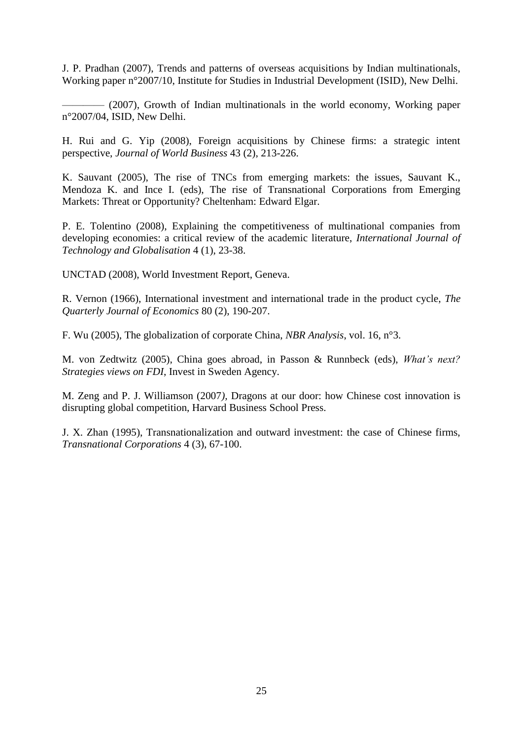J. P. Pradhan (2007), Trends and patterns of overseas acquisitions by Indian multinationals, Working paper n°2007/10, Institute for Studies in Industrial Development (ISID), New Delhi.

———— (2007), Growth of Indian multinationals in the world economy, Working paper n°2007/04, ISID, New Delhi.

H. Rui and G. Yip (2008), Foreign acquisitions by Chinese firms: a strategic intent perspective, *Journal of World Business* 43 (2), 213-226.

K. Sauvant (2005), The rise of TNCs from emerging markets: the issues, Sauvant K., Mendoza K. and Ince I. (eds), The rise of Transnational Corporations from Emerging Markets: Threat or Opportunity? Cheltenham: Edward Elgar.

P. E. Tolentino (2008), Explaining the competitiveness of multinational companies from developing economies: a critical review of the academic literature, *International Journal of Technology and Globalisation* 4 (1), 23-38.

UNCTAD (2008), World Investment Report, Geneva.

R. Vernon (1966), International investment and international trade in the product cycle, *The Quarterly Journal of Economics* 80 (2), 190-207.

F. Wu (2005), The globalization of corporate China, *NBR Analysis*, vol. 16, n°3.

M. von Zedtwitz (2005), China goes abroad, in Passon & Runnbeck (eds), *What's next? Strategies views on FDI*, Invest in Sweden Agency.

M. Zeng and P. J. Williamson (2007), Dragons at our door: how Chinese cost innovation is disrupting global competition, Harvard Business School Press.

J. X. Zhan (1995), Transnationalization and outward investment: the case of Chinese firms, *Transnational Corporations* 4 (3), 67-100.